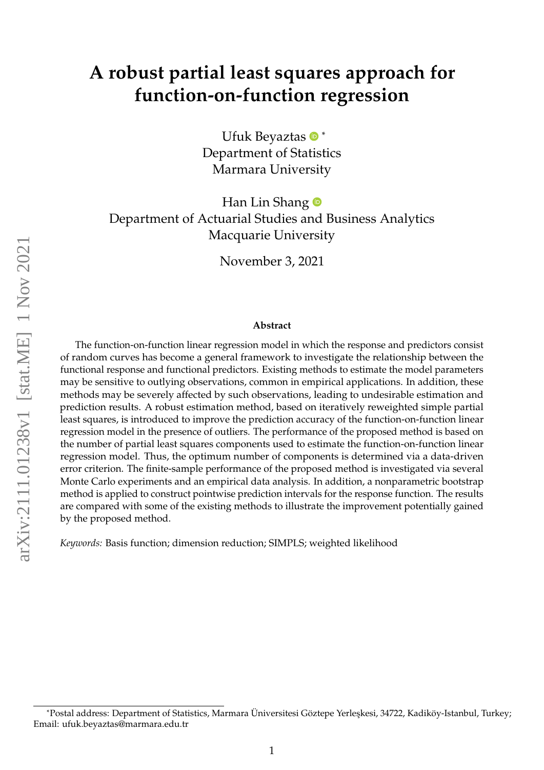# A robust partial least squares approach for function-on-function regression

Ufuk Beyaztas *
Department of Statistics
Marmara University

Han Lin Shang
Department of Actuarial Studies and Business Analytics
Macquarie University

November 3, 2021

arXiv:2111.01238v1 [stat.ME] 1 Nov 2021

**Abstract**

The function-on-function linear regression model in which the response and predictors consist of random curves has become a general framework to investigate the relationship between the functional response and functional predictors. Existing methods to estimate the model parameters may be sensitive to outlying observations, common in empirical applications. In addition, these methods may be severely affected by such observations, leading to undesirable estimation and prediction results. A robust estimation method, based on iteratively reweighted simple partial least squares, is introduced to improve the prediction accuracy of the function-on-function linear regression model in the presence of outliers. The performance of the proposed method is based on the number of partial least squares components used to estimate the function-on-function linear regression model. Thus, the optimum number of components is determined via a data-driven error criterion. The finite-sample performance of the proposed method is investigated via several Monte Carlo experiments and an empirical data analysis. In addition, a nonparametric bootstrap method is applied to construct pointwise prediction intervals for the response function. The results are compared with some of the existing methods to illustrate the improvement potentially gained by the proposed method.

*Keywords:* Basis function; dimension reduction; SIMPLS; weighted likelihood

*Postal address: Department of Statistics, Marmara Üniversitesi Göztepe Yerleşkesi, 34722, Kadiköy-Istanbul, Turkey; Email: ufuk.beyaztas@marmara.edu.tr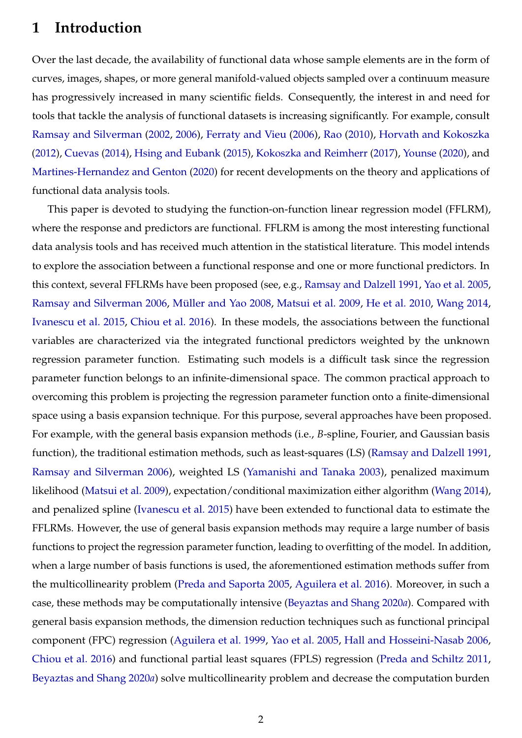# 1 Introduction

Over the last decade, the availability of functional data whose sample elements are in the form of curves, images, shapes, or more general manifold-valued objects sampled over a continuum measure has progressively increased in many scientific fields. Consequently, the interest in and need for tools that tackle the analysis of functional datasets is increasing significantly. For example, consult Ramsay and Silverman (2002, 2006), Ferraty and Vieu (2006), Rao (2010), Horvath and Kokoszka (2012), Cuevas (2014), Hsing and Eubank (2015), Kokoszka and Reimherr (2017), Younse (2020), and Martines-Hernandez and Genton (2020) for recent developments on the theory and applications of functional data analysis tools.

This paper is devoted to studying the function-on-function linear regression model (FFLRM), where the response and predictors are functional. FFLRM is among the most interesting functional data analysis tools and has received much attention in the statistical literature. This model intends to explore the association between a functional response and one or more functional predictors. In this context, several FFLRMs have been proposed (see, e.g., Ramsay and Dalzell 1991, Yao et al. 2005, Ramsay and Silverman 2006, Müller and Yao 2008, Matsui et al. 2009, He et al. 2010, Wang 2014, Ivanescu et al. 2015, Chiou et al. 2016). In these models, the associations between the functional variables are characterized via the integrated functional predictors weighted by the unknown regression parameter function. Estimating such models is a difficult task since the regression parameter function belongs to an infinite-dimensional space. The common practical approach to overcoming this problem is projecting the regression parameter function onto a finite-dimensional space using a basis expansion technique. For this purpose, several approaches have been proposed. For example, with the general basis expansion methods (i.e., *B*-spline, Fourier, and Gaussian basis function), the traditional estimation methods, such as least-squares (LS) (Ramsay and Dalzell 1991, Ramsay and Silverman 2006), weighted LS (Yamanishi and Tanaka 2003), penalized maximum likelihood (Matsui et al. 2009), expectation/conditional maximization either algorithm (Wang 2014), and penalized spline (Ivanescu et al. 2015) have been extended to functional data to estimate the FFLRMs. However, the use of general basis expansion methods may require a large number of basis functions to project the regression parameter function, leading to overfitting of the model. In addition, when a large number of basis functions is used, the aforementioned estimation methods suffer from the multicollinearity problem (Preda and Saporta 2005, Aguilera et al. 2016). Moreover, in such a case, these methods may be computationally intensive (Beyaztas and Shang 2020*a*). Compared with general basis expansion methods, the dimension reduction techniques such as functional principal component (FPC) regression (Aguilera et al. 1999, Yao et al. 2005, Hall and Hosseini-Nasab 2006, Chiou et al. 2016) and functional partial least squares (FPLS) regression (Preda and Schiltz 2011, Beyaztas and Shang 2020*a*) solve multicollinearity problem and decrease the computation burden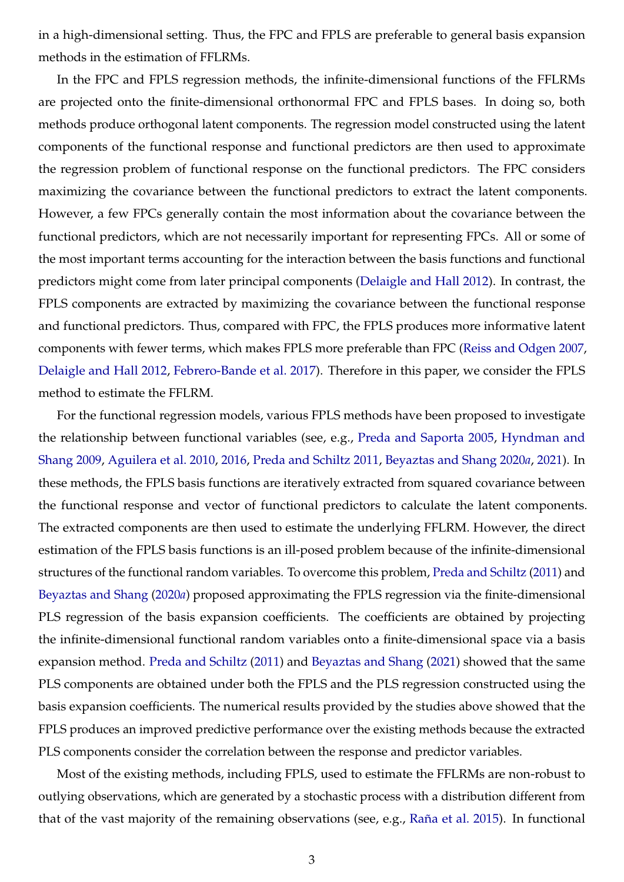in a high-dimensional setting. Thus, the FPC and FPLS are preferable to general basis expansion methods in the estimation of FFLRMs.

In the FPC and FPLS regression methods, the infinite-dimensional functions of the FFLRMs are projected onto the finite-dimensional orthonormal FPC and FPLS bases. In doing so, both methods produce orthogonal latent components. The regression model constructed using the latent components of the functional response and functional predictors are then used to approximate the regression problem of functional response on the functional predictors. The FPC considers maximizing the covariance between the functional predictors to extract the latent components. However, a few FPCs generally contain the most information about the covariance between the functional predictors, which are not necessarily important for representing FPCs. All or some of the most important terms accounting for the interaction between the basis functions and functional predictors might come from later principal components (Delaigle and Hall 2012). In contrast, the FPLS components are extracted by maximizing the covariance between the functional response and functional predictors. Thus, compared with FPC, the FPLS produces more informative latent components with fewer terms, which makes FPLS more preferable than FPC (Reiss and Odgen 2007, Delaigle and Hall 2012, Febrero-Bande et al. 2017). Therefore in this paper, we consider the FPLS method to estimate the FFLRM.

For the functional regression models, various FPLS methods have been proposed to investigate the relationship between functional variables (see, e.g., Preda and Saporta 2005, Hyndman and Shang 2009, Aguilera et al. 2010, 2016, Preda and Schiltz 2011, Beyaztas and Shang 2020*a*, 2021). In these methods, the FPLS basis functions are iteratively extracted from squared covariance between the functional response and vector of functional predictors to calculate the latent components. The extracted components are then used to estimate the underlying FFLRM. However, the direct estimation of the FPLS basis functions is an ill-posed problem because of the infinite-dimensional structures of the functional random variables. To overcome this problem, Preda and Schiltz (2011) and Beyaztas and Shang (2020*a*) proposed approximating the FPLS regression via the finite-dimensional PLS regression of the basis expansion coefficients. The coefficients are obtained by projecting the infinite-dimensional functional random variables onto a finite-dimensional space via a basis expansion method. Preda and Schiltz (2011) and Beyaztas and Shang (2021) showed that the same PLS components are obtained under both the FPLS and the PLS regression constructed using the basis expansion coefficients. The numerical results provided by the studies above showed that the FPLS produces an improved predictive performance over the existing methods because the extracted PLS components consider the correlation between the response and predictor variables.

Most of the existing methods, including FPLS, used to estimate the FFLRMs are non-robust to outlying observations, which are generated by a stochastic process with a distribution different from that of the vast majority of the remaining observations (see, e.g., Raña et al. 2015). In functional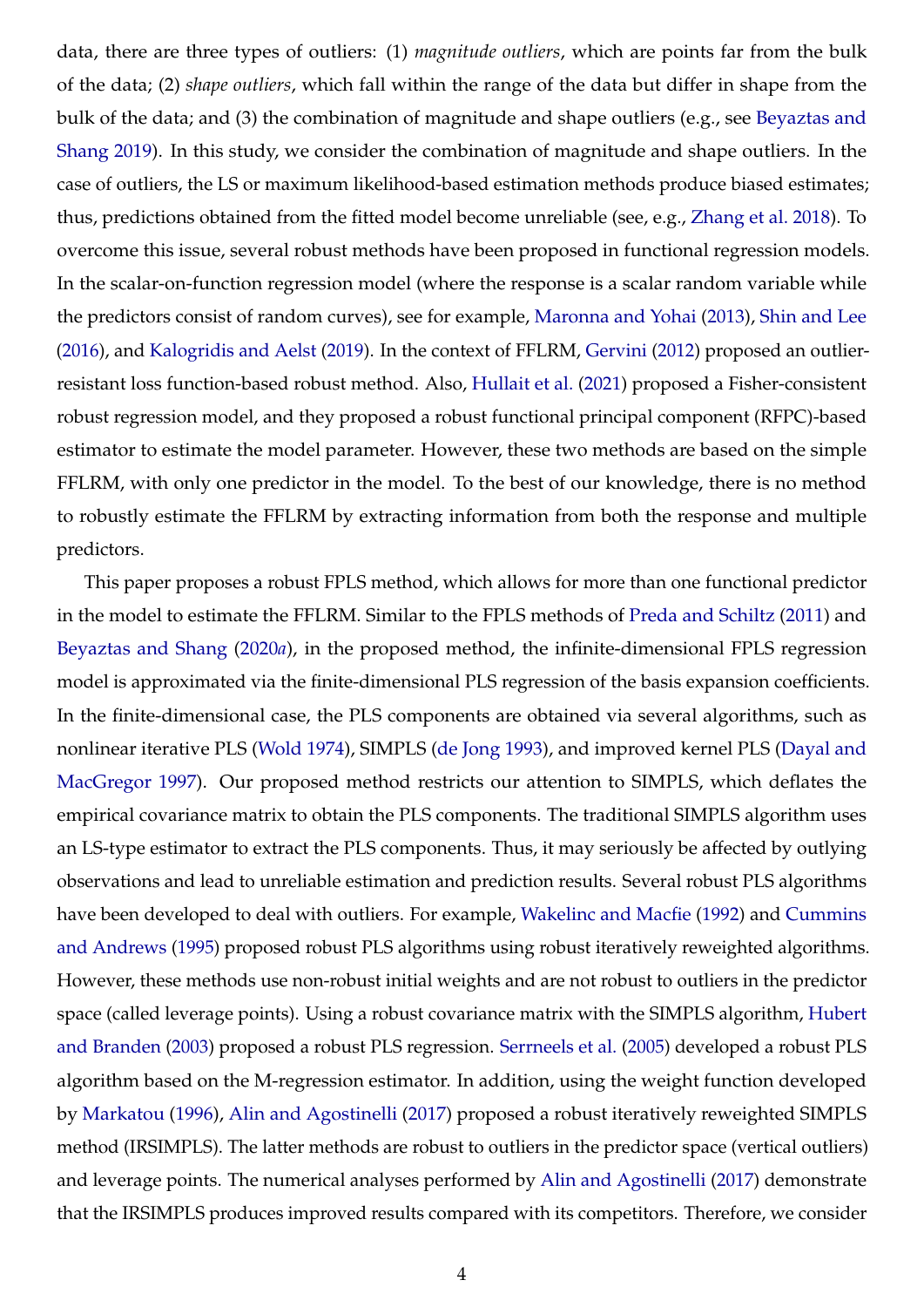data, there are three types of outliers: (1) *magnitude outliers*, which are points far from the bulk of the data; (2) *shape outliers*, which fall within the range of the data but differ in shape from the bulk of the data; and (3) the combination of magnitude and shape outliers (e.g., see Beyaztas and Shang 2019). In this study, we consider the combination of magnitude and shape outliers. In the case of outliers, the LS or maximum likelihood-based estimation methods produce biased estimates; thus, predictions obtained from the fitted model become unreliable (see, e.g., Zhang et al. 2018). To overcome this issue, several robust methods have been proposed in functional regression models. In the scalar-on-function regression model (where the response is a scalar random variable while the predictors consist of random curves), see for example, Maronna and Yohai (2013), Shin and Lee (2016), and Kalogridis and Aelst (2019). In the context of FFLRM, Gervini (2012) proposed an outlier-resistant loss function-based robust method. Also, Hullait et al. (2021) proposed a Fisher-consistent robust regression model, and they proposed a robust functional principal component (RFPC)-based estimator to estimate the model parameter. However, these two methods are based on the simple FFLRM, with only one predictor in the model. To the best of our knowledge, there is no method to robustly estimate the FFLRM by extracting information from both the response and multiple predictors.

This paper proposes a robust FPLS method, which allows for more than one functional predictor in the model to estimate the FFLRM. Similar to the FPLS methods of Preda and Schiltz (2011) and Beyaztas and Shang (2020*a*), in the proposed method, the infinite-dimensional FPLS regression model is approximated via the finite-dimensional PLS regression of the basis expansion coefficients. In the finite-dimensional case, the PLS components are obtained via several algorithms, such as nonlinear iterative PLS (Wold 1974), SIMPLS (de Jong 1993), and improved kernel PLS (Dayal and MacGregor 1997). Our proposed method restricts our attention to SIMPLS, which deflates the empirical covariance matrix to obtain the PLS components. The traditional SIMPLS algorithm uses an LS-type estimator to extract the PLS components. Thus, it may seriously be affected by outlying observations and lead to unreliable estimation and prediction results. Several robust PLS algorithms have been developed to deal with outliers. For example, Wakelinc and Macfie (1992) and Cummins and Andrews (1995) proposed robust PLS algorithms using robust iteratively reweighted algorithms. However, these methods use non-robust initial weights and are not robust to outliers in the predictor space (called leverage points). Using a robust covariance matrix with the SIMPLS algorithm, Hubert and Branden (2003) proposed a robust PLS regression. Serrneels et al. (2005) developed a robust PLS algorithm based on the M-regression estimator. In addition, using the weight function developed by Markatou (1996), Alin and Agostinelli (2017) proposed a robust iteratively reweighted SIMPLS method (IRSIMPLS). The latter methods are robust to outliers in the predictor space (vertical outliers) and leverage points. The numerical analyses performed by Alin and Agostinelli (2017) demonstrate that the IRSIMPLS produces improved results compared with its competitors. Therefore, we consider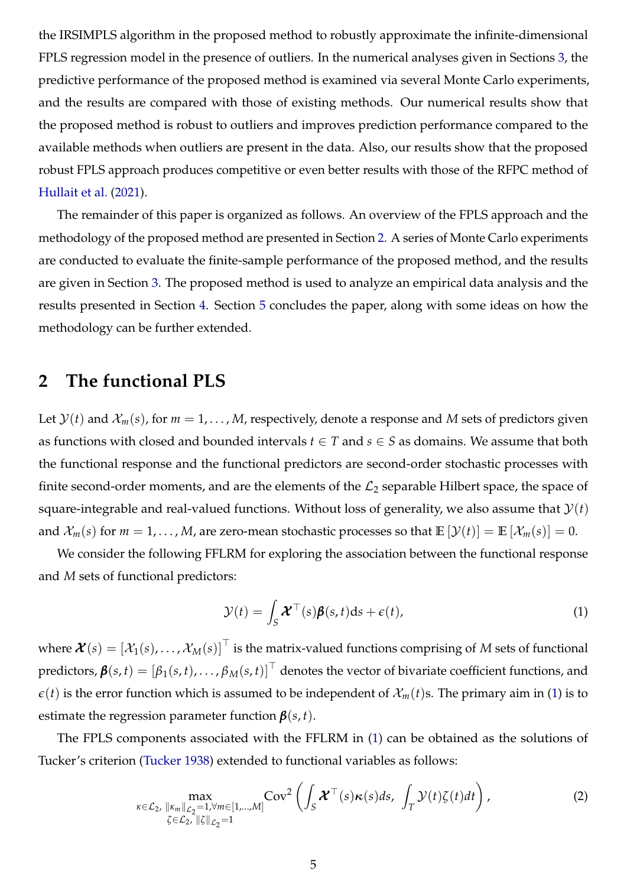the IRSIMPLS algorithm in the proposed method to robustly approximate the infinite-dimensional FPLS regression model in the presence of outliers. In the numerical analyses given in Sections 3, the predictive performance of the proposed method is examined via several Monte Carlo experiments, and the results are compared with those of existing methods. Our numerical results show that the proposed method is robust to outliers and improves prediction performance compared to the available methods when outliers are present in the data. Also, our results show that the proposed robust FPLS approach produces competitive or even better results with those of the RFPC method of Hullait et al. (2021).

The remainder of this paper is organized as follows. An overview of the FPLS approach and the methodology of the proposed method are presented in Section 2. A series of Monte Carlo experiments are conducted to evaluate the finite-sample performance of the proposed method, and the results are given in Section 3. The proposed method is used to analyze an empirical data analysis and the results presented in Section 4. Section 5 concludes the paper, along with some ideas on how the methodology can be further extended.

## 2 The functional PLS

Let $\mathcal{Y}(t)$ and $\mathcal{X}_m(s)$, for $m = 1, \ldots, M$, respectively, denote a response and $M$ sets of predictors given as functions with closed and bounded intervals $t \in T$ and $s \in S$ as domains. We assume that both the functional response and the functional predictors are second-order stochastic processes with finite second-order moments, and are the elements of the $\mathcal{L}_2$ separable Hilbert space, the space of square-integrable and real-valued functions. Without loss of generality, we also assume that $\mathcal{Y}(t)$ and $\mathcal{X}_m(s)$ for $m = 1, \ldots, M$, are zero-mean stochastic processes so that $\mathbb{E}[\mathcal{Y}(t)] = \mathbb{E}[\mathcal{X}_m(s)] = 0$.

We consider the following FFLRM for exploring the association between the functional response and $M$ sets of functional predictors:

$$\mathcal{Y}(t) = \int_S \boldsymbol{\mathcal{X}}^\top(s)\boldsymbol{\beta}(s,t)\mathrm{d}s + \epsilon(t), \tag{1}$$

where $\boldsymbol{\mathcal{X}}(s) = [\mathcal{X}_1(s), \ldots, \mathcal{X}_M(s)]^\top$ is the matrix-valued functions comprising of $M$ sets of functional predictors, $\boldsymbol{\beta}(s,t) = [\beta_1(s,t), \ldots, \beta_M(s,t)]^\top$ denotes the vector of bivariate coefficient functions, and $\epsilon(t)$ is the error function which is assumed to be independent of $\mathcal{X}_m(t)$s. The primary aim in (1) is to estimate the regression parameter function $\boldsymbol{\beta}(s,t)$.

The FPLS components associated with the FFLRM in (1) can be obtained as the solutions of Tucker's criterion (Tucker 1938) extended to functional variables as follows:

$$\max_{\substack{\kappa \in \mathcal{L}_2,\ \|\kappa_m\|_{\mathcal{L}_2} = 1, \forall m \in [1,\ldots,M] \\ \zeta \in \mathcal{L}_2,\ \|\zeta\|_{\mathcal{L}_2} = 1}} \text{Cov}^2\left(\int_S \boldsymbol{\mathcal{X}}^\top(s)\boldsymbol{\kappa}(s)ds,\ \int_T \mathcal{Y}(t)\zeta(t)dt\right), \tag{2}$$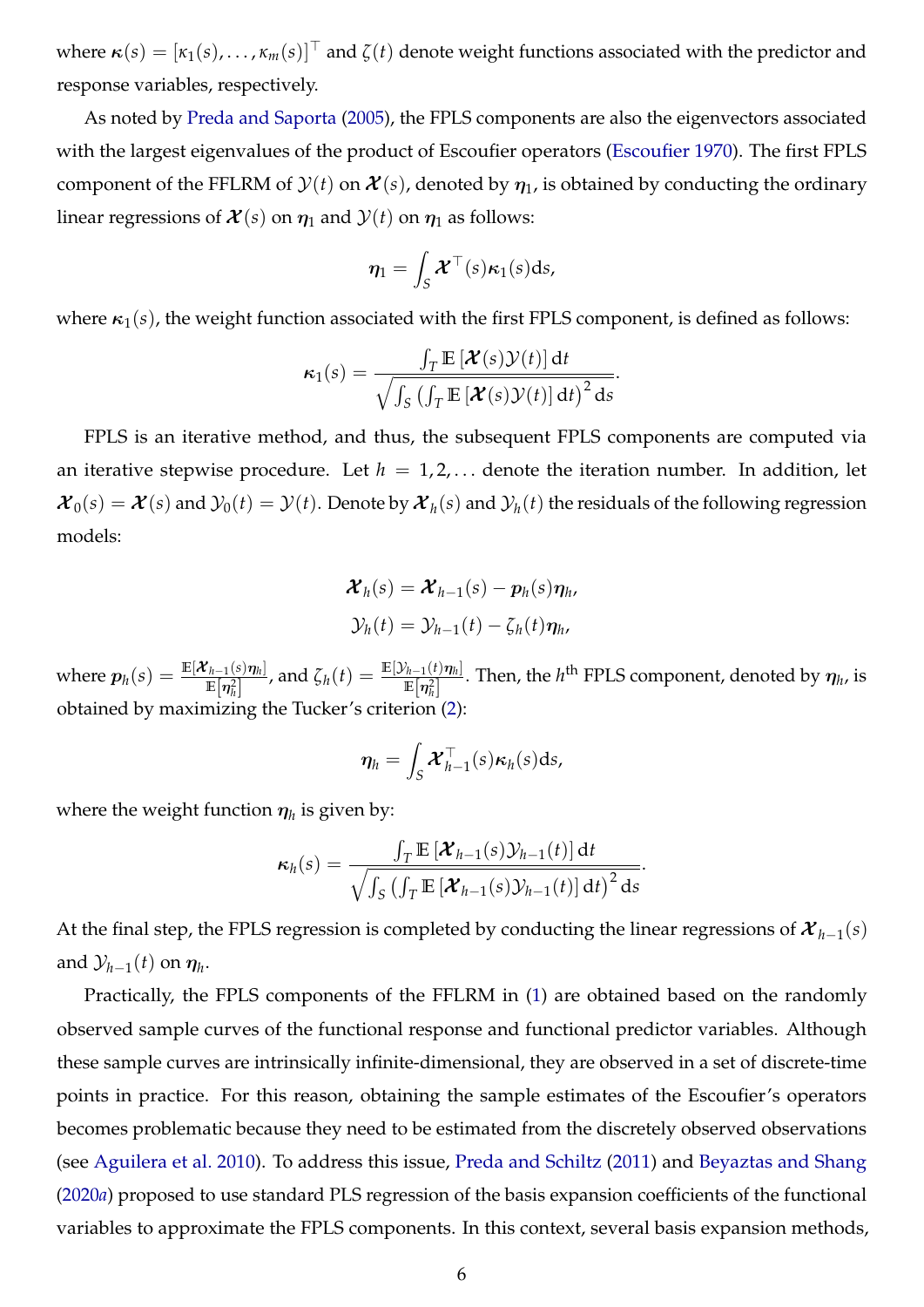where $\boldsymbol{\kappa}(s) = [\kappa_1(s), \ldots, \kappa_m(s)]^\top$ and $\zeta(t)$ denote weight functions associated with the predictor and response variables, respectively.

As noted by Preda and Saporta (2005), the FPLS components are also the eigenvectors associated with the largest eigenvalues of the product of Escoufier operators (Escoufier 1970). The first FPLS component of the FFLRM of $\mathcal{Y}(t)$ on $\boldsymbol{\mathcal{X}}(s)$, denoted by $\boldsymbol{\eta}_1$, is obtained by conducting the ordinary linear regressions of $\boldsymbol{\mathcal{X}}(s)$ on $\boldsymbol{\eta}_1$ and $\mathcal{Y}(t)$ on $\boldsymbol{\eta}_1$ as follows:

$$\boldsymbol{\eta}_1 = \int_S \boldsymbol{\mathcal{X}}^\top(s) \boldsymbol{\kappa}_1(s) \mathrm{d}s,$$

where $\boldsymbol{\kappa}_1(s)$, the weight function associated with the first FPLS component, is defined as follows:

$$\boldsymbol{\kappa}_1(s) = \frac{\int_T \mathbb{E}\left[\boldsymbol{\mathcal{X}}(s)\mathcal{Y}(t)\right] \mathrm{d}t}{\sqrt{\int_S \left(\int_T \mathbb{E}\left[\boldsymbol{\mathcal{X}}(s)\mathcal{Y}(t)\right] \mathrm{d}t\right)^2 \mathrm{d}s}}.$$

FPLS is an iterative method, and thus, the subsequent FPLS components are computed via an iterative stepwise procedure. Let $h = 1, 2, \ldots$ denote the iteration number. In addition, let $\boldsymbol{\mathcal{X}}_0(s) = \boldsymbol{\mathcal{X}}(s)$ and $\mathcal{Y}_0(t) = \mathcal{Y}(t)$. Denote by $\boldsymbol{\mathcal{X}}_h(s)$ and $\mathcal{Y}_h(t)$ the residuals of the following regression models:

$$\boldsymbol{\mathcal{X}}_h(s) = \boldsymbol{\mathcal{X}}_{h-1}(s) - \boldsymbol{p}_h(s)\boldsymbol{\eta}_h,$$
$$\mathcal{Y}_h(t) = \mathcal{Y}_{h-1}(t) - \zeta_h(t)\boldsymbol{\eta}_h,$$

where $\boldsymbol{p}_h(s) = \frac{\mathbb{E}[\boldsymbol{\mathcal{X}}_{h-1}(s)\boldsymbol{\eta}_h]}{\mathbb{E}\left[\boldsymbol{\eta}_h^2\right]}$, and $\zeta_h(t) = \frac{\mathbb{E}[\mathcal{Y}_{h-1}(t)\boldsymbol{\eta}_h]}{\mathbb{E}\left[\boldsymbol{\eta}_h^2\right]}$. Then, the $h^{\text{th}}$ FPLS component, denoted by $\boldsymbol{\eta}_h$, is obtained by maximizing the Tucker's criterion (2):

$$\boldsymbol{\eta}_h = \int_S \boldsymbol{\mathcal{X}}_{h-1}^\top(s) \boldsymbol{\kappa}_h(s) \mathrm{d}s,$$

where the weight function $\boldsymbol{\eta}_h$ is given by:

$$\boldsymbol{\kappa}_h(s) = \frac{\int_T \mathbb{E}\left[\boldsymbol{\mathcal{X}}_{h-1}(s)\mathcal{Y}_{h-1}(t)\right] \mathrm{d}t}{\sqrt{\int_S \left(\int_T \mathbb{E}\left[\boldsymbol{\mathcal{X}}_{h-1}(s)\mathcal{Y}_{h-1}(t)\right] \mathrm{d}t\right)^2 \mathrm{d}s}}.$$

At the final step, the FPLS regression is completed by conducting the linear regressions of $\boldsymbol{\mathcal{X}}_{h-1}(s)$ and $\mathcal{Y}_{h-1}(t)$ on $\boldsymbol{\eta}_h$.

Practically, the FPLS components of the FFLRM in (1) are obtained based on the randomly observed sample curves of the functional response and functional predictor variables. Although these sample curves are intrinsically infinite-dimensional, they are observed in a set of discrete-time points in practice. For this reason, obtaining the sample estimates of the Escoufier's operators becomes problematic because they need to be estimated from the discretely observed observations (see Aguilera et al. 2010). To address this issue, Preda and Schiltz (2011) and Beyaztas and Shang (2020*a*) proposed to use standard PLS regression of the basis expansion coefficients of the functional variables to approximate the FPLS components. In this context, several basis expansion methods,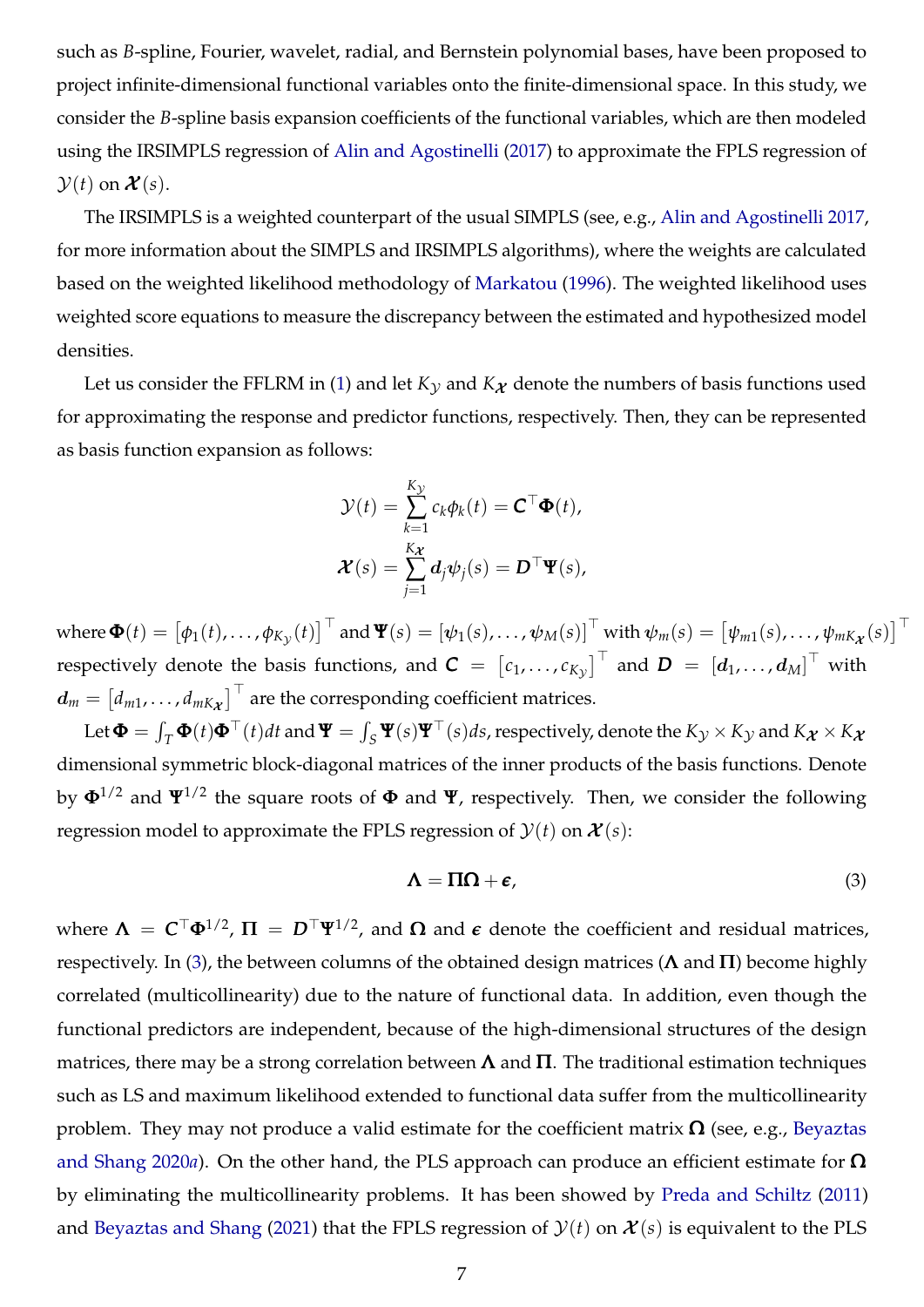such as $B$-spline, Fourier, wavelet, radial, and Bernstein polynomial bases, have been proposed to project infinite-dimensional functional variables onto the finite-dimensional space. In this study, we consider the $B$-spline basis expansion coefficients of the functional variables, which are then modeled using the IRSIMPLS regression of Alin and Agostinelli (2017) to approximate the FPLS regression of $\mathcal{Y}(t)$ on $\boldsymbol{\mathcal{X}}(s)$.

The IRSIMPLS is a weighted counterpart of the usual SIMPLS (see, e.g., Alin and Agostinelli 2017, for more information about the SIMPLS and IRSIMPLS algorithms), where the weights are calculated based on the weighted likelihood methodology of Markatou (1996). The weighted likelihood uses weighted score equations to measure the discrepancy between the estimated and hypothesized model densities.

Let us consider the FFLRM in (1) and let $K_{\mathcal{Y}}$ and $K_{\boldsymbol{\mathcal{X}}}$ denote the numbers of basis functions used for approximating the response and predictor functions, respectively. Then, they can be represented as basis function expansion as follows:

$$\mathcal{Y}(t) = \sum_{k=1}^{K_{\mathcal{Y}}} c_k \phi_k(t) = \boldsymbol{C}^\top \boldsymbol{\Phi}(t),$$

$$\boldsymbol{\mathcal{X}}(s) = \sum_{j=1}^{K_{\boldsymbol{\mathcal{X}}}} \boldsymbol{d}_j \psi_j(s) = \boldsymbol{D}^\top \boldsymbol{\Psi}(s),$$

where $\boldsymbol{\Phi}(t) = \left[\phi_1(t), \ldots, \phi_{K_{\mathcal{Y}}}(t)\right]^\top$ and $\boldsymbol{\Psi}(s) = \left[\psi_1(s), \ldots, \psi_M(s)\right]^\top$ with $\psi_m(s) = \left[\psi_{m1}(s), \ldots, \psi_{mK_{\boldsymbol{\mathcal{X}}}}(s)\right]^\top$ respectively denote the basis functions, and $\boldsymbol{C} = \left[c_1, \ldots, c_{K_{\mathcal{Y}}}\right]^\top$ and $\boldsymbol{D} = \left[\boldsymbol{d}_1, \ldots, \boldsymbol{d}_M\right]^\top$ with $\boldsymbol{d}_m = \left[d_{m1}, \ldots, d_{mK_{\boldsymbol{\mathcal{X}}}}\right]^\top$ are the corresponding coefficient matrices.

Let $\boldsymbol{\Phi} = \int_T \boldsymbol{\Phi}(t) \boldsymbol{\Phi}^\top(t) dt$ and $\boldsymbol{\Psi} = \int_S \boldsymbol{\Psi}(s) \boldsymbol{\Psi}^\top(s) ds$, respectively, denote the $K_{\mathcal{Y}} \times K_{\mathcal{Y}}$ and $K_{\boldsymbol{\mathcal{X}}} \times K_{\boldsymbol{\mathcal{X}}}$ dimensional symmetric block-diagonal matrices of the inner products of the basis functions. Denote by $\boldsymbol{\Phi}^{1/2}$ and $\boldsymbol{\Psi}^{1/2}$ the square roots of $\boldsymbol{\Phi}$ and $\boldsymbol{\Psi}$, respectively. Then, we consider the following regression model to approximate the FPLS regression of $\mathcal{Y}(t)$ on $\boldsymbol{\mathcal{X}}(s)$:

$$\boldsymbol{\Lambda} = \boldsymbol{\Pi} \boldsymbol{\Omega} + \boldsymbol{\epsilon}, \tag{3}$$

where $\boldsymbol{\Lambda} = \boldsymbol{C}^\top \boldsymbol{\Phi}^{1/2}$, $\boldsymbol{\Pi} = \boldsymbol{D}^\top \boldsymbol{\Psi}^{1/2}$, and $\boldsymbol{\Omega}$ and $\boldsymbol{\epsilon}$ denote the coefficient and residual matrices, respectively. In (3), the between columns of the obtained design matrices ($\boldsymbol{\Lambda}$ and $\boldsymbol{\Pi}$) become highly correlated (multicollinearity) due to the nature of functional data. In addition, even though the functional predictors are independent, because of the high-dimensional structures of the design matrices, there may be a strong correlation between $\boldsymbol{\Lambda}$ and $\boldsymbol{\Pi}$. The traditional estimation techniques such as LS and maximum likelihood extended to functional data suffer from the multicollinearity problem. They may not produce a valid estimate for the coefficient matrix $\boldsymbol{\Omega}$ (see, e.g., Beyaztas and Shang 2020*a*). On the other hand, the PLS approach can produce an efficient estimate for $\boldsymbol{\Omega}$ by eliminating the multicollinearity problems. It has been showed by Preda and Schiltz (2011) and Beyaztas and Shang (2021) that the FPLS regression of $\mathcal{Y}(t)$ on $\boldsymbol{\mathcal{X}}(s)$ is equivalent to the PLS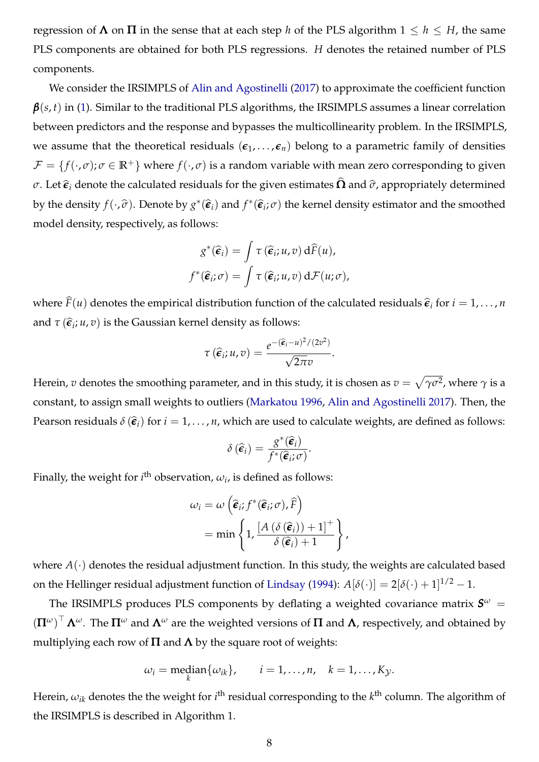regression of $\mathbf{\Lambda}$ on $\mathbf{\Pi}$ in the sense that at each step $h$ of the PLS algorithm $1 \leq h \leq H$, the same PLS components are obtained for both PLS regressions. $H$ denotes the retained number of PLS components.

We consider the IRSIMPLS of Alin and Agostinelli (2017) to approximate the coefficient function $\boldsymbol{\beta}(s,t)$ in (1). Similar to the traditional PLS algorithms, the IRSIMPLS assumes a linear correlation between predictors and the response and bypasses the multicollinearity problem. In the IRSIMPLS, we assume that the theoretical residuals $(\boldsymbol{\epsilon}_1, \ldots, \boldsymbol{\epsilon}_n)$ belong to a parametric family of densities $\mathcal{F} = \{f(\cdot, \sigma); \sigma \in \mathbb{R}^+\}$ where $f(\cdot, \sigma)$ is a random variable with mean zero corresponding to given $\sigma$. Let $\widehat{\boldsymbol{\epsilon}}_i$ denote the calculated residuals for the given estimates $\widehat{\mathbf{\Omega}}$ and $\widehat{\sigma}$, appropriately determined by the density $f(\cdot, \widehat{\sigma})$. Denote by $g^*(\widehat{\boldsymbol{\epsilon}}_i)$ and $f^*(\widehat{\boldsymbol{\epsilon}}_i; \sigma)$ the kernel density estimator and the smoothed model density, respectively, as follows:

$$g^*(\widehat{\boldsymbol{\epsilon}}_i) = \int \tau\left(\widehat{\boldsymbol{\epsilon}}_i; u, v\right) \mathrm{d}\widehat{F}(u),$$

$$f^*(\widehat{\boldsymbol{\epsilon}}_i; \sigma) = \int \tau\left(\widehat{\boldsymbol{\epsilon}}_i; u, v\right) \mathrm{d}\mathcal{F}(u; \sigma),$$

where $\widehat{F}(u)$ denotes the empirical distribution function of the calculated residuals $\widehat{\boldsymbol{\epsilon}}_i$ for $i = 1, \ldots, n$ and $\tau\left(\widehat{\boldsymbol{\epsilon}}_i; u, v\right)$ is the Gaussian kernel density as follows:

$$\tau\left(\widehat{\boldsymbol{\epsilon}}_i; u, v\right) = \frac{e^{-(\widehat{\boldsymbol{\epsilon}}_i - u)^2/(2v^2)}}{\sqrt{2\pi}v}.$$

Herein, $v$ denotes the smoothing parameter, and in this study, it is chosen as $v = \sqrt{\gamma\sigma^2}$, where $\gamma$ is a constant, to assign small weights to outliers (Markatou 1996, Alin and Agostinelli 2017). Then, the Pearson residuals $\delta\left(\widehat{\boldsymbol{\epsilon}}_i\right)$ for $i = 1, \ldots, n$, which are used to calculate weights, are defined as follows:

$$\delta\left(\widehat{\boldsymbol{\epsilon}}_i\right) = \frac{g^*(\widehat{\boldsymbol{\epsilon}}_i)}{f^*(\widehat{\boldsymbol{\epsilon}}_i; \sigma)}.$$

Finally, the weight for $i^{\text{th}}$ observation, $\omega_i$, is defined as follows:

$$\begin{aligned}
\omega_i &= \omega\left(\widehat{\boldsymbol{\epsilon}}_i; f^*(\widehat{\boldsymbol{\epsilon}}_i; \sigma), \widehat{F}\right) \\
&= \min\left\{1, \frac{\left[A\left(\delta\left(\widehat{\boldsymbol{\epsilon}}_i\right)\right) + 1\right]^+}{\delta\left(\widehat{\boldsymbol{\epsilon}}_i\right) + 1}\right\},
\end{aligned}$$

where $A(\cdot)$ denotes the residual adjustment function. In this study, the weights are calculated based on the Hellinger residual adjustment function of Lindsay (1994): $A[\delta(\cdot)] = 2[\delta(\cdot) + 1]^{1/2} - 1$.

The IRSIMPLS produces PLS components by deflating a weighted covariance matrix $\boldsymbol{S}^{\omega} = \left(\mathbf{\Pi}^{\omega}\right)^{\top} \mathbf{\Lambda}^{\omega}$. The $\mathbf{\Pi}^{\omega}$ and $\mathbf{\Lambda}^{\omega}$ are the weighted versions of $\mathbf{\Pi}$ and $\mathbf{\Lambda}$, respectively, and obtained by multiplying each row of $\mathbf{\Pi}$ and $\mathbf{\Lambda}$ by the square root of weights:

$$\omega_i = \underset{k}{\text{median}}\{\omega_{ik}\}, \qquad i = 1, \ldots, n, \quad k = 1, \ldots, K_{\mathcal{Y}}.$$

Herein, $\omega_{ik}$ denotes the the weight for $i^{\text{th}}$ residual corresponding to the $k^{\text{th}}$ column. The algorithm of the IRSIMPLS is described in Algorithm 1.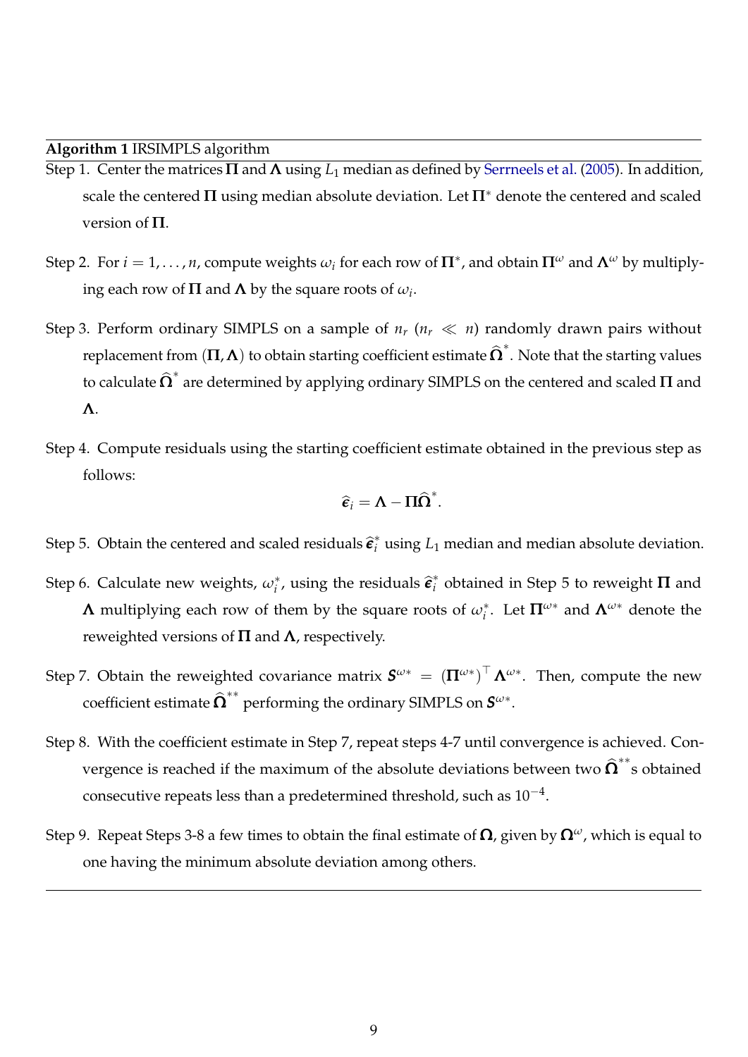**Algorithm 1** IRSIMPLS algorithm

Step 1. Center the matrices $\mathbf{\Pi}$ and $\mathbf{\Lambda}$ using $L_1$ median as defined by Serrneels et al. (2005). In addition, scale the centered $\mathbf{\Pi}$ using median absolute deviation. Let $\mathbf{\Pi}^*$ denote the centered and scaled version of $\mathbf{\Pi}$.

Step 2. For $i = 1, \ldots, n$, compute weights $\omega_i$ for each row of $\mathbf{\Pi}^*$, and obtain $\mathbf{\Pi}^{\omega}$ and $\mathbf{\Lambda}^{\omega}$ by multiplying each row of $\mathbf{\Pi}$ and $\mathbf{\Lambda}$ by the square roots of $\omega_i$.

Step 3. Perform ordinary SIMPLS on a sample of $n_r$ ($n_r \ll n$) randomly drawn pairs without replacement from $(\mathbf{\Pi}, \mathbf{\Lambda})$ to obtain starting coefficient estimate $\widehat{\mathbf{\Omega}}^*$. Note that the starting values to calculate $\widehat{\mathbf{\Omega}}^*$ are determined by applying ordinary SIMPLS on the centered and scaled $\mathbf{\Pi}$ and $\mathbf{\Lambda}$.

Step 4. Compute residuals using the starting coefficient estimate obtained in the previous step as follows:

$$\widehat{\boldsymbol{\epsilon}}_i = \mathbf{\Lambda} - \mathbf{\Pi}\widehat{\mathbf{\Omega}}^*.$$

Step 5. Obtain the centered and scaled residuals $\widehat{\boldsymbol{\epsilon}}_i^*$ using $L_1$ median and median absolute deviation.

Step 6. Calculate new weights, $\omega_i^*$, using the residuals $\widehat{\boldsymbol{\epsilon}}_i^*$ obtained in Step 5 to reweight $\mathbf{\Pi}$ and $\mathbf{\Lambda}$ multiplying each row of them by the square roots of $\omega_i^*$. Let $\mathbf{\Pi}^{\omega *}$ and $\mathbf{\Lambda}^{\omega *}$ denote the reweighted versions of $\mathbf{\Pi}$ and $\mathbf{\Lambda}$, respectively.

Step 7. Obtain the reweighted covariance matrix $\boldsymbol{S}^{\omega *} = (\mathbf{\Pi}^{\omega *})^\top \mathbf{\Lambda}^{\omega *}$. Then, compute the new coefficient estimate $\widehat{\mathbf{\Omega}}^{**}$ performing the ordinary SIMPLS on $\boldsymbol{S}^{\omega *}$.

Step 8. With the coefficient estimate in Step 7, repeat steps 4-7 until convergence is achieved. Convergence is reached if the maximum of the absolute deviations between two $\widehat{\mathbf{\Omega}}^{**}$s obtained consecutive repeats less than a predetermined threshold, such as $10^{-4}$.

Step 9. Repeat Steps 3-8 a few times to obtain the final estimate of $\mathbf{\Omega}$, given by $\mathbf{\Omega}^{\omega}$, which is equal to one having the minimum absolute deviation among others.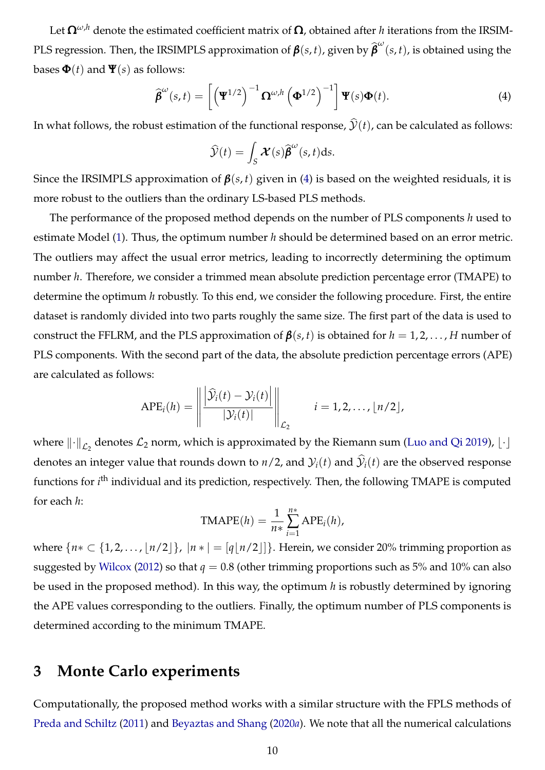Let $\mathbf{\Omega}^{\omega,h}$ denote the estimated coefficient matrix of $\mathbf{\Omega}$, obtained after $h$ iterations from the IRSIMPLS regression. Then, the IRSIMPLS approximation of $\boldsymbol{\beta}(s,t)$, given by $\widehat{\boldsymbol{\beta}}^{\omega}(s,t)$, is obtained using the bases $\mathbf{\Phi}(t)$ and $\mathbf{\Psi}(s)$ as follows:

$$\widehat{\boldsymbol{\beta}}^{\omega}(s,t) = \left[ \left( \mathbf{\Psi}^{1/2} \right)^{-1} \mathbf{\Omega}^{\omega,h} \left( \mathbf{\Phi}^{1/2} \right)^{-1} \right] \mathbf{\Psi}(s) \mathbf{\Phi}(t). \tag{4}$$

In what follows, the robust estimation of the functional response, $\widehat{\mathcal{Y}}(t)$, can be calculated as follows:

$$\widehat{\mathcal{Y}}(t) = \int_S \boldsymbol{\mathcal{X}}(s) \widehat{\boldsymbol{\beta}}^{\omega}(s,t) \mathrm{d}s.$$

Since the IRSIMPLS approximation of $\boldsymbol{\beta}(s,t)$ given in (4) is based on the weighted residuals, it is more robust to the outliers than the ordinary LS-based PLS methods.

The performance of the proposed method depends on the number of PLS components $h$ used to estimate Model (1). Thus, the optimum number $h$ should be determined based on an error metric. The outliers may affect the usual error metrics, leading to incorrectly determining the optimum number $h$. Therefore, we consider a trimmed mean absolute prediction percentage error (TMAPE) to determine the optimum $h$ robustly. To this end, we consider the following procedure. First, the entire dataset is randomly divided into two parts roughly the same size. The first part of the data is used to construct the FFLRM, and the PLS approximation of $\boldsymbol{\beta}(s,t)$ is obtained for $h = 1, 2, \ldots, H$ number of PLS components. With the second part of the data, the absolute prediction percentage errors (APE) are calculated as follows:

$$\text{APE}_i(h) = \left\| \frac{\left| \widehat{\mathcal{Y}}_i(t) - \mathcal{Y}_i(t) \right|}{|\mathcal{Y}_i(t)|} \right\|_{\mathcal{L}_2} \qquad i = 1, 2, \ldots, \lfloor n/2 \rfloor,$$

where $\|\cdot\|_{\mathcal{L}_2}$ denotes $\mathcal{L}_2$ norm, which is approximated by the Riemann sum (Luo and Qi 2019), $\lfloor \cdot \rfloor$ denotes an integer value that rounds down to $n/2$, and $\mathcal{Y}_i(t)$ and $\widehat{\mathcal{Y}}_i(t)$ are the observed response functions for $i^{\text{th}}$ individual and its prediction, respectively. Then, the following TMAPE is computed for each $h$:

$$\text{TMAPE}(h) = \frac{1}{n*} \sum_{i=1}^{n*} \text{APE}_i(h),$$

where $\{n* \subset \{1, 2, \ldots, \lfloor n/2 \rfloor\}, \ |n*| = [q \lfloor n/2 \rfloor]\}$. Herein, we consider 20% trimming proportion as suggested by Wilcox (2012) so that $q = 0.8$ (other trimming proportions such as 5% and 10% can also be used in the proposed method). In this way, the optimum $h$ is robustly determined by ignoring the APE values corresponding to the outliers. Finally, the optimum number of PLS components is determined according to the minimum TMAPE.

# 3 Monte Carlo experiments

Computationally, the proposed method works with a similar structure with the FPLS methods of Preda and Schiltz (2011) and Beyaztas and Shang (2020*a*). We note that all the numerical calculations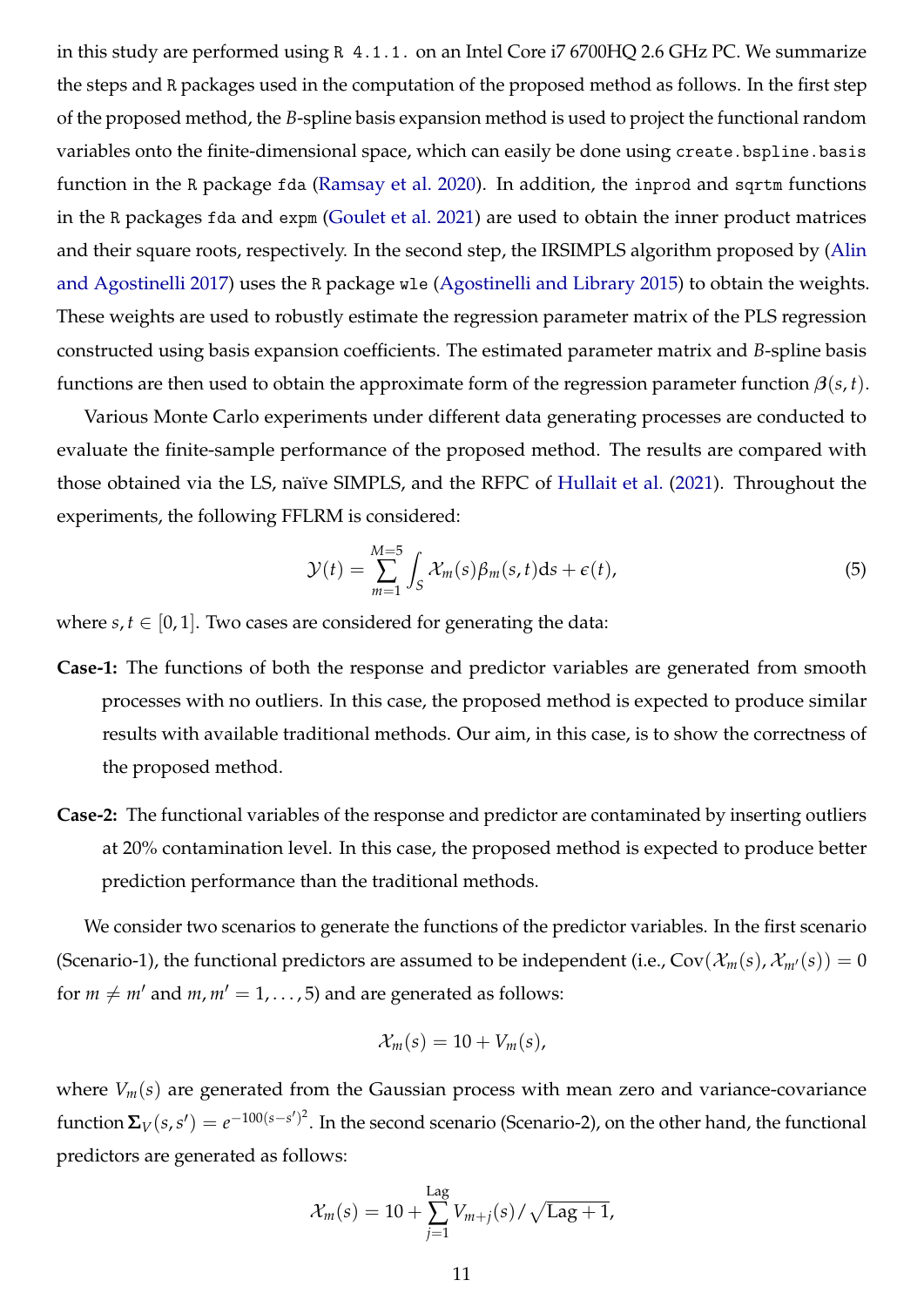in this study are performed using `R 4.1.1.` on an Intel Core i7 6700HQ 2.6 GHz PC. We summarize the steps and `R` packages used in the computation of the proposed method as follows. In the first step of the proposed method, the $B$-spline basis expansion method is used to project the functional random variables onto the finite-dimensional space, which can easily be done using `create.bspline.basis` function in the `R` package `fda` (Ramsay et al. 2020). In addition, the `inprod` and `sqrtm` functions in the `R` packages `fda` and `expm` (Goulet et al. 2021) are used to obtain the inner product matrices and their square roots, respectively. In the second step, the IRSIMPLS algorithm proposed by (Alin and Agostinelli 2017) uses the `R` package `wle` (Agostinelli and Library 2015) to obtain the weights. These weights are used to robustly estimate the regression parameter matrix of the PLS regression constructed using basis expansion coefficients. The estimated parameter matrix and $B$-spline basis functions are then used to obtain the approximate form of the regression parameter function $\boldsymbol{\beta}(s,t)$.

Various Monte Carlo experiments under different data generating processes are conducted to evaluate the finite-sample performance of the proposed method. The results are compared with those obtained via the LS, naïve SIMPLS, and the RFPC of Hullait et al. (2021). Throughout the experiments, the following FFLRM is considered:

$$\mathcal{Y}(t) = \sum_{m=1}^{M=5} \int_S \mathcal{X}_m(s)\beta_m(s,t)\mathrm{d}s + \epsilon(t), \tag{5}$$

where $s, t \in [0,1]$. Two cases are considered for generating the data:

**Case-1:** The functions of both the response and predictor variables are generated from smooth processes with no outliers. In this case, the proposed method is expected to produce similar results with available traditional methods. Our aim, in this case, is to show the correctness of the proposed method.

**Case-2:** The functional variables of the response and predictor are contaminated by inserting outliers at 20% contamination level. In this case, the proposed method is expected to produce better prediction performance than the traditional methods.

We consider two scenarios to generate the functions of the predictor variables. In the first scenario (Scenario-1), the functional predictors are assumed to be independent (i.e., $\mathrm{Cov}(\mathcal{X}_m(s), \mathcal{X}_{m'}(s)) = 0$ for $m \neq m'$ and $m, m' = 1, \ldots, 5$) and are generated as follows:

$$\mathcal{X}_m(s) = 10 + V_m(s),$$

where $V_m(s)$ are generated from the Gaussian process with mean zero and variance-covariance function $\boldsymbol{\Sigma}_V(s,s') = e^{-100(s-s')^2}$. In the second scenario (Scenario-2), on the other hand, the functional predictors are generated as follows:

$$\mathcal{X}_m(s) = 10 + \sum_{j=1}^{\mathrm{Lag}} V_{m+j}(s)/\sqrt{\mathrm{Lag}+1},$$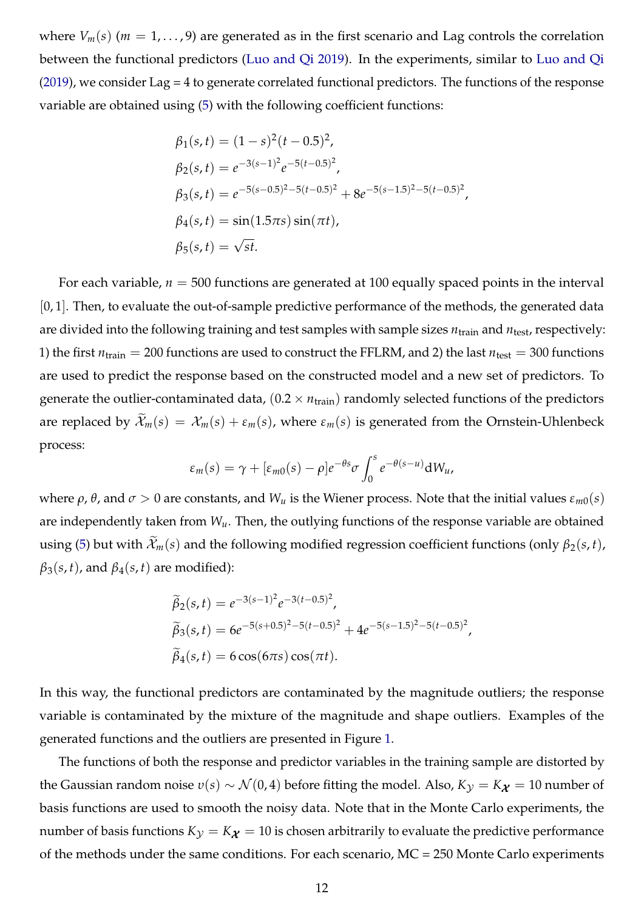where $V_m(s)$ ($m = 1, \ldots, 9$) are generated as in the first scenario and Lag controls the correlation between the functional predictors (Luo and Qi 2019). In the experiments, similar to Luo and Qi (2019), we consider Lag = 4 to generate correlated functional predictors. The functions of the response variable are obtained using (5) with the following coefficient functions:

$$
\begin{aligned}
\beta_1(s,t) &= (1-s)^2(t-0.5)^2, \\
\beta_2(s,t) &= e^{-3(s-1)^2} e^{-5(t-0.5)^2}, \\
\beta_3(s,t) &= e^{-5(s-0.5)^2-5(t-0.5)^2} + 8e^{-5(s-1.5)^2-5(t-0.5)^2}, \\
\beta_4(s,t) &= \sin(1.5\pi s)\sin(\pi t), \\
\beta_5(s,t) &= \sqrt{st}.
\end{aligned}
$$

For each variable, $n = 500$ functions are generated at 100 equally spaced points in the interval $[0,1]$. Then, to evaluate the out-of-sample predictive performance of the methods, the generated data are divided into the following training and test samples with sample sizes $n_{\text{train}}$ and $n_{\text{test}}$, respectively: 1) the first $n_{\text{train}} = 200$ functions are used to construct the FFLRM, and 2) the last $n_{\text{test}} = 300$ functions are used to predict the response based on the constructed model and a new set of predictors. To generate the outlier-contaminated data, $(0.2 \times n_{\text{train}})$ randomly selected functions of the predictors are replaced by $\widetilde{\mathcal{X}}_m(s) = \mathcal{X}_m(s) + \varepsilon_m(s)$, where $\varepsilon_m(s)$ is generated from the Ornstein-Uhlenbeck process:

$$
\varepsilon_m(s) = \gamma + [\varepsilon_{m0}(s) - \rho]e^{-\theta s}\sigma \int_0^s e^{-\theta(s-u)} \mathrm{d}W_u,
$$

where $\rho$, $\theta$, and $\sigma > 0$ are constants, and $W_u$ is the Wiener process. Note that the initial values $\varepsilon_{m0}(s)$ are independently taken from $W_u$. Then, the outlying functions of the response variable are obtained using (5) but with $\widetilde{\mathcal{X}}_m(s)$ and the following modified regression coefficient functions (only $\beta_2(s,t)$, $\beta_3(s,t)$, and $\beta_4(s,t)$ are modified):

$$
\begin{aligned}
\widetilde{\beta}_2(s,t) &= e^{-3(s-1)^2} e^{-3(t-0.5)^2}, \\
\widetilde{\beta}_3(s,t) &= 6e^{-5(s+0.5)^2-5(t-0.5)^2} + 4e^{-5(s-1.5)^2-5(t-0.5)^2}, \\
\widetilde{\beta}_4(s,t) &= 6\cos(6\pi s)\cos(\pi t).
\end{aligned}
$$

In this way, the functional predictors are contaminated by the magnitude outliers; the response variable is contaminated by the mixture of the magnitude and shape outliers. Examples of the generated functions and the outliers are presented in Figure 1.

The functions of both the response and predictor variables in the training sample are distorted by the Gaussian random noise $v(s) \sim \mathcal{N}(0,4)$ before fitting the model. Also, $K_{\mathcal{Y}} = K_{\boldsymbol{\mathcal{X}}} = 10$ number of basis functions are used to smooth the noisy data. Note that in the Monte Carlo experiments, the number of basis functions $K_{\mathcal{Y}} = K_{\boldsymbol{\mathcal{X}}} = 10$ is chosen arbitrarily to evaluate the predictive performance of the methods under the same conditions. For each scenario, MC = 250 Monte Carlo experiments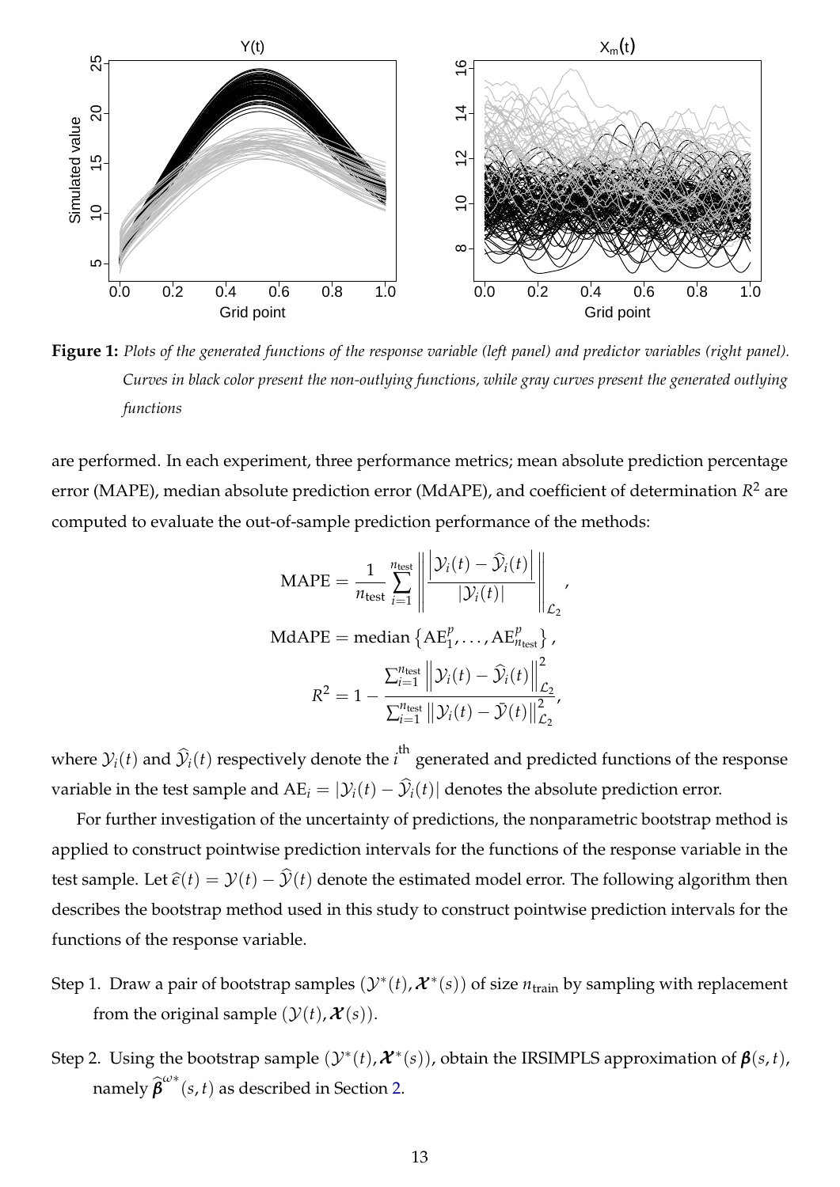Y(t)

Simulated value

25
20
15
10
5

0.0 0.2 0.4 0.6 0.8 1.0

Grid point

$X_m(t)$

16
14
12
10
8

0.0 0.2 0.4 0.6 0.8 1.0

Grid point

**Figure 1:** *Plots of the generated functions of the response variable (left panel) and predictor variables (right panel). Curves in black color present the non-outlying functions, while gray curves present the generated outlying functions*

are performed. In each experiment, three performance metrics; mean absolute prediction percentage error (MAPE), median absolute prediction error (MdAPE), and coefficient of determination $R^2$ are computed to evaluate the out-of-sample prediction performance of the methods:

$$\text{MAPE} = \frac{1}{n_{\text{test}}} \sum_{i=1}^{n_{\text{test}}} \left\| \frac{\left| \mathcal{Y}_i(t) - \widehat{\mathcal{Y}}_i(t) \right|}{|\mathcal{Y}_i(t)|} \right\|_{\mathcal{L}_2},$$

$$\text{MdAPE} = \text{median} \left\{ \text{AE}_1^p, \ldots, \text{AE}_{n_{\text{test}}}^p \right\},$$

$$R^2 = 1 - \frac{\sum_{i=1}^{n_{\text{test}}} \left\| \mathcal{Y}_i(t) - \widehat{\mathcal{Y}}_i(t) \right\|_{\mathcal{L}_2}^2}{\sum_{i=1}^{n_{\text{test}}} \left\| \mathcal{Y}_i(t) - \bar{\mathcal{Y}}(t) \right\|_{\mathcal{L}_2}^2},$$

where $\mathcal{Y}_i(t)$ and $\widehat{\mathcal{Y}}_i(t)$ respectively denote the $i^{\text{th}}$ generated and predicted functions of the response variable in the test sample and $\text{AE}_i = |\mathcal{Y}_i(t) - \widehat{\mathcal{Y}}_i(t)|$ denotes the absolute prediction error.

For further investigation of the uncertainty of predictions, the nonparametric bootstrap method is applied to construct pointwise prediction intervals for the functions of the response variable in the test sample. Let $\widehat{\epsilon}(t) = \mathcal{Y}(t) - \widehat{\mathcal{Y}}(t)$ denote the estimated model error. The following algorithm then describes the bootstrap method used in this study to construct pointwise prediction intervals for the functions of the response variable.

Step 1. Draw a pair of bootstrap samples $(\mathcal{Y}^*(t), \boldsymbol{\mathcal{X}}^*(s))$ of size $n_{\text{train}}$ by sampling with replacement from the original sample $(\mathcal{Y}(t), \boldsymbol{\mathcal{X}}(s))$.

Step 2. Using the bootstrap sample $(\mathcal{Y}^*(t), \boldsymbol{\mathcal{X}}^*(s))$, obtain the IRSIMPLS approximation of $\boldsymbol{\beta}(s,t)$, namely $\widehat{\boldsymbol{\beta}}^{\omega *}(s,t)$ as described in Section 2.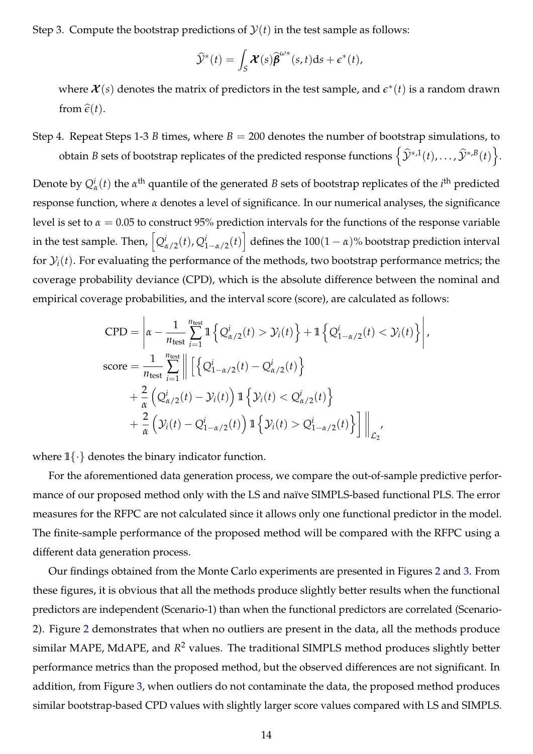Step 3. Compute the bootstrap predictions of $\mathcal{Y}(t)$ in the test sample as follows:

$$\widehat{\mathcal{Y}}^{*}(t) = \int_{S} \boldsymbol{\mathcal{X}}(s) \widehat{\boldsymbol{\beta}}^{\omega *}(s,t) \mathrm{d}s + \epsilon^{*}(t),$$

where $\boldsymbol{\mathcal{X}}(s)$ denotes the matrix of predictors in the test sample, and $\epsilon^{*}(t)$ is a random drawn from $\widehat{\epsilon}(t)$.

Step 4. Repeat Steps 1-3 $B$ times, where $B = 200$ denotes the number of bootstrap simulations, to obtain $B$ sets of bootstrap replicates of the predicted response functions $\left\{ \widehat{\mathcal{Y}}^{*,1}(t), \ldots, \widehat{\mathcal{Y}}^{*,B}(t) \right\}$.

Denote by $Q_{\alpha}^{i}(t)$ the $\alpha^{\text{th}}$ quantile of the generated $B$ sets of bootstrap replicates of the $i^{\text{th}}$ predicted response function, where $\alpha$ denotes a level of significance. In our numerical analyses, the significance level is set to $\alpha = 0.05$ to construct 95% prediction intervals for the functions of the response variable in the test sample. Then, $\left[ Q_{\alpha/2}^{i}(t), Q_{1-\alpha/2}^{i}(t) \right]$ defines the $100(1-\alpha)\%$ bootstrap prediction interval for $\mathcal{Y}_i(t)$. For evaluating the performance of the methods, two bootstrap performance metrics; the coverage probability deviance (CPD), which is the absolute difference between the nominal and empirical coverage probabilities, and the interval score (score), are calculated as follows:

$$\begin{aligned}
\text{CPD} &= \left| \alpha - \frac{1}{n_{\text{test}}} \sum_{i=1}^{n_{\text{test}}} \mathbb{1}\left\{ Q_{\alpha/2}^{i}(t) > \mathcal{Y}_i(t) \right\} + \mathbb{1}\left\{ Q_{1-\alpha/2}^{i}(t) < \mathcal{Y}_i(t) \right\} \right|, \\
\text{score} &= \frac{1}{n_{\text{test}}} \sum_{i=1}^{n_{\text{test}}} \Bigg\| \Big[ \left\{ Q_{1-\alpha/2}^{i}(t) - Q_{\alpha/2}^{i}(t) \right\} \\
&\quad + \frac{2}{\alpha} \left( Q_{\alpha/2}^{i}(t) - \mathcal{Y}_i(t) \right) \mathbb{1}\left\{ \mathcal{Y}_i(t) < Q_{\alpha/2}^{i}(t) \right\} \\
&\quad + \frac{2}{\alpha} \left( \mathcal{Y}_i(t) - Q_{1-\alpha/2}^{i}(t) \right) \mathbb{1}\left\{ \mathcal{Y}_i(t) > Q_{1-\alpha/2}^{i}(t) \right\} \Big] \Bigg\|_{\mathcal{L}_2},
\end{aligned}$$

where $\mathbb{1}\{\cdot\}$ denotes the binary indicator function.

For the aforementioned data generation process, we compare the out-of-sample predictive performance of our proposed method only with the LS and naïve SIMPLS-based functional PLS. The error measures for the RFPC are not calculated since it allows only one functional predictor in the model. The finite-sample performance of the proposed method will be compared with the RFPC using a different data generation process.

Our findings obtained from the Monte Carlo experiments are presented in Figures 2 and 3. From these figures, it is obvious that all the methods produce slightly better results when the functional predictors are independent (Scenario-1) than when the functional predictors are correlated (Scenario-2). Figure 2 demonstrates that when no outliers are present in the data, all the methods produce similar MAPE, MdAPE, and $R^2$ values. The traditional SIMPLS method produces slightly better performance metrics than the proposed method, but the observed differences are not significant. In addition, from Figure 3, when outliers do not contaminate the data, the proposed method produces similar bootstrap-based CPD values with slightly larger score values compared with LS and SIMPLS.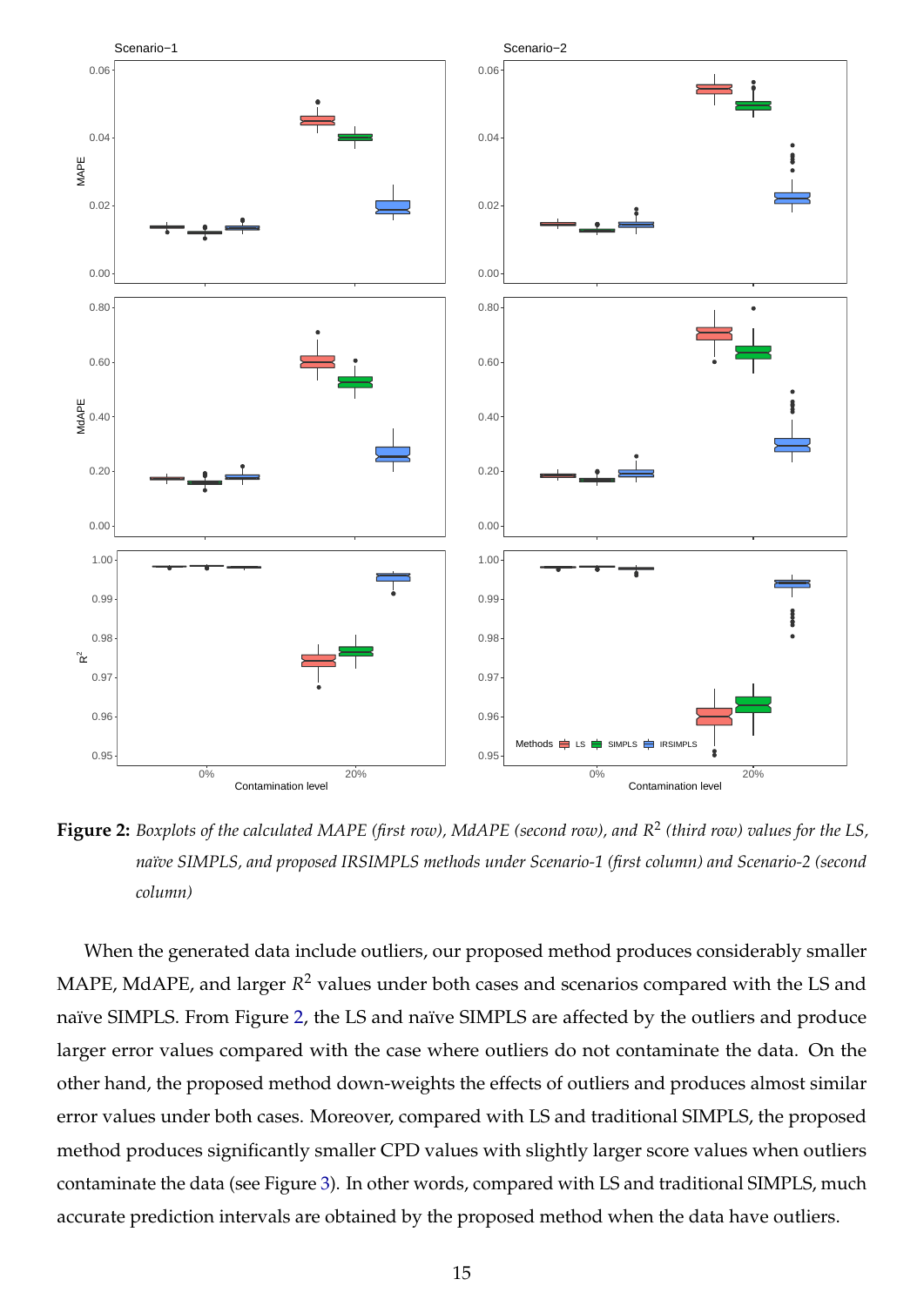Scenario−1

Scenario−2

MAPE

0.06
0.04
0.02
0.00

MdAPE

0.80
0.60
0.40
0.20
0.00

$R^2$

1.00
0.99
0.98
0.97
0.96
0.95

Methods LS SIMPLS IRSIMPLS

0% 20%

Contamination level

**Figure 2:** *Boxplots of the calculated MAPE (first row), MdAPE (second row), and $R^2$ (third row) values for the LS, naïve SIMPLS, and proposed IRSIMPLS methods under Scenario-1 (first column) and Scenario-2 (second column)*

When the generated data include outliers, our proposed method produces considerably smaller MAPE, MdAPE, and larger $R^2$ values under both cases and scenarios compared with the LS and naïve SIMPLS. From Figure 2, the LS and naïve SIMPLS are affected by the outliers and produce larger error values compared with the case where outliers do not contaminate the data. On the other hand, the proposed method down-weights the effects of outliers and produces almost similar error values under both cases. Moreover, compared with LS and traditional SIMPLS, the proposed method produces significantly smaller CPD values with slightly larger score values when outliers contaminate the data (see Figure 3). In other words, compared with LS and traditional SIMPLS, much accurate prediction intervals are obtained by the proposed method when the data have outliers.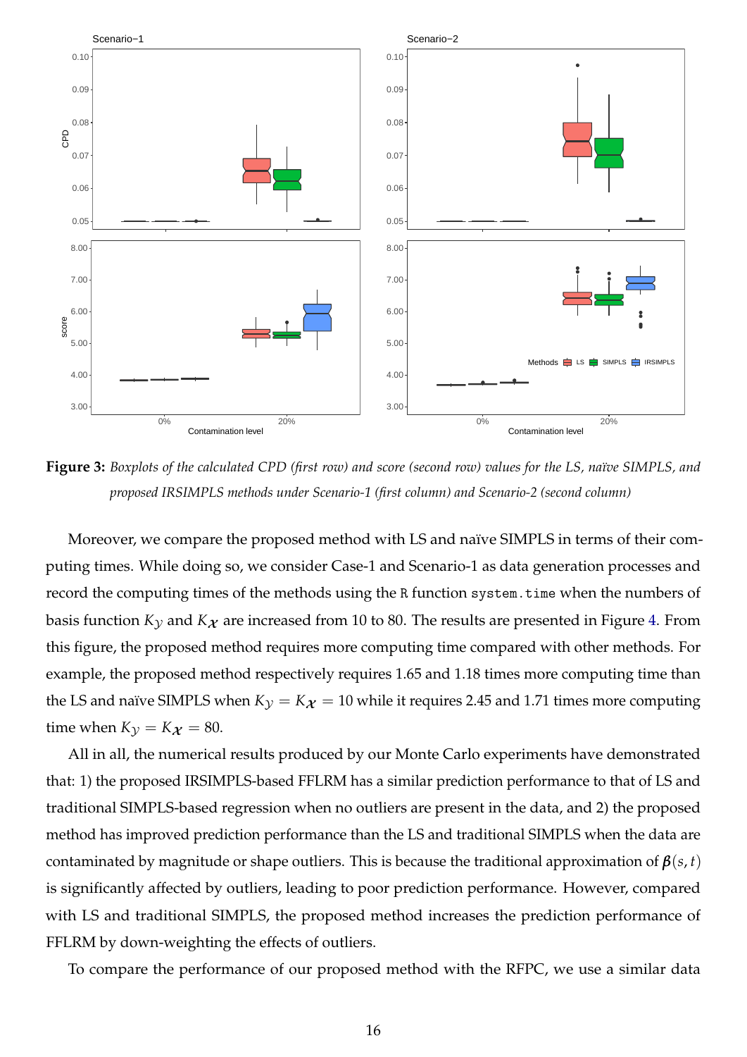Scenario−1

Scenario−2

CPD

0.10
0.09
0.08
0.07
0.06
0.05

score

8.00
7.00
6.00
5.00
4.00
3.00

0%
20%

Contamination level

Methods LS SIMPLS IRSIMPLS

**Figure 3:** *Boxplots of the calculated CPD (first row) and score (second row) values for the LS, naïve SIMPLS, and proposed IRSIMPLS methods under Scenario-1 (first column) and Scenario-2 (second column)*

Moreover, we compare the proposed method with LS and naïve SIMPLS in terms of their computing times. While doing so, we consider Case-1 and Scenario-1 as data generation processes and record the computing times of the methods using the R function `system.time` when the numbers of basis function $K_{\mathcal{Y}}$ and $K_{\mathcal{X}}$ are increased from 10 to 80. The results are presented in Figure 4. From this figure, the proposed method requires more computing time compared with other methods. For example, the proposed method respectively requires 1.65 and 1.18 times more computing time than the LS and naïve SIMPLS when $K_{\mathcal{Y}} = K_{\mathcal{X}} = 10$ while it requires 2.45 and 1.71 times more computing time when $K_{\mathcal{Y}} = K_{\mathcal{X}} = 80$.

All in all, the numerical results produced by our Monte Carlo experiments have demonstrated that: 1) the proposed IRSIMPLS-based FFLRM has a similar prediction performance to that of LS and traditional SIMPLS-based regression when no outliers are present in the data, and 2) the proposed method has improved prediction performance than the LS and traditional SIMPLS when the data are contaminated by magnitude or shape outliers. This is because the traditional approximation of $\boldsymbol{\beta}(s,t)$ is significantly affected by outliers, leading to poor prediction performance. However, compared with LS and traditional SIMPLS, the proposed method increases the prediction performance of FFLRM by down-weighting the effects of outliers.

To compare the performance of our proposed method with the RFPC, we use a similar data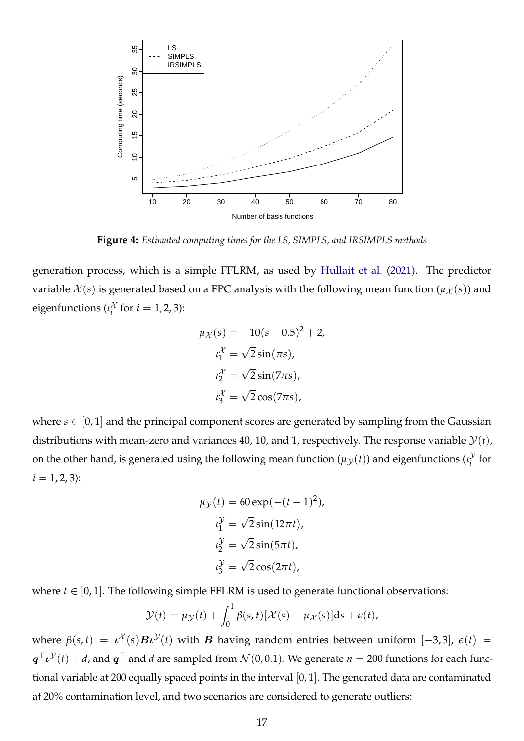LS
SIMPLS
IRSIMPLS

Computing time (seconds)

5
10
15
20
25
30
35

10
20
30
40
50
60
70
80

Number of basis functions

**Figure 4:** *Estimated computing times for the LS, SIMPLS, and IRSIMPLS methods*

generation process, which is a simple FFLRM, as used by Hullait et al. (2021). The predictor variable $\mathcal{X}(s)$ is generated based on a FPC analysis with the following mean function ($\mu_{\mathcal{X}}(s)$) and eigenfunctions ($\iota_i^{\mathcal{X}}$ for $i = 1, 2, 3$):

$$
\begin{aligned}
\mu_{\mathcal{X}}(s) &= -10(s - 0.5)^2 + 2, \\
\iota_1^{\mathcal{X}} &= \sqrt{2}\sin(\pi s), \\
\iota_2^{\mathcal{X}} &= \sqrt{2}\sin(7\pi s), \\
\iota_3^{\mathcal{X}} &= \sqrt{2}\cos(7\pi s),
\end{aligned}
$$

where $s \in [0, 1]$ and the principal component scores are generated by sampling from the Gaussian distributions with mean-zero and variances 40, 10, and 1, respectively. The response variable $\mathcal{Y}(t)$, on the other hand, is generated using the following mean function ($\mu_{\mathcal{Y}}(t)$) and eigenfunctions ($\iota_i^{\mathcal{Y}}$ for $i = 1, 2, 3$):

$$
\begin{aligned}
\mu_{\mathcal{Y}}(t) &= 60\exp(-(t - 1)^2), \\
\iota_1^{\mathcal{Y}} &= \sqrt{2}\sin(12\pi t), \\
\iota_2^{\mathcal{Y}} &= \sqrt{2}\sin(5\pi t), \\
\iota_3^{\mathcal{Y}} &= \sqrt{2}\cos(2\pi t),
\end{aligned}
$$

where $t \in [0, 1]$. The following simple FFLRM is used to generate functional observations:

$$
\mathcal{Y}(t) = \mu_{\mathcal{Y}}(t) + \int_0^1 \beta(s, t)[\mathcal{X}(s) - \mu_{\mathcal{X}}(s)]\mathrm{d}s + \epsilon(t),
$$

where $\beta(s, t) = \boldsymbol{\iota}^{\mathcal{X}}(s)\boldsymbol{B}\boldsymbol{\iota}^{\mathcal{Y}}(t)$ with $\boldsymbol{B}$ having random entries between uniform $[-3, 3]$, $\epsilon(t) = \boldsymbol{q}^\top\boldsymbol{\iota}^{\mathcal{Y}}(t) + d$, and $\boldsymbol{q}^\top$ and $d$ are sampled from $\mathcal{N}(0, 0.1)$. We generate $n = 200$ functions for each functional variable at 200 equally spaced points in the interval $[0, 1]$. The generated data are contaminated at 20% contamination level, and two scenarios are considered to generate outliers: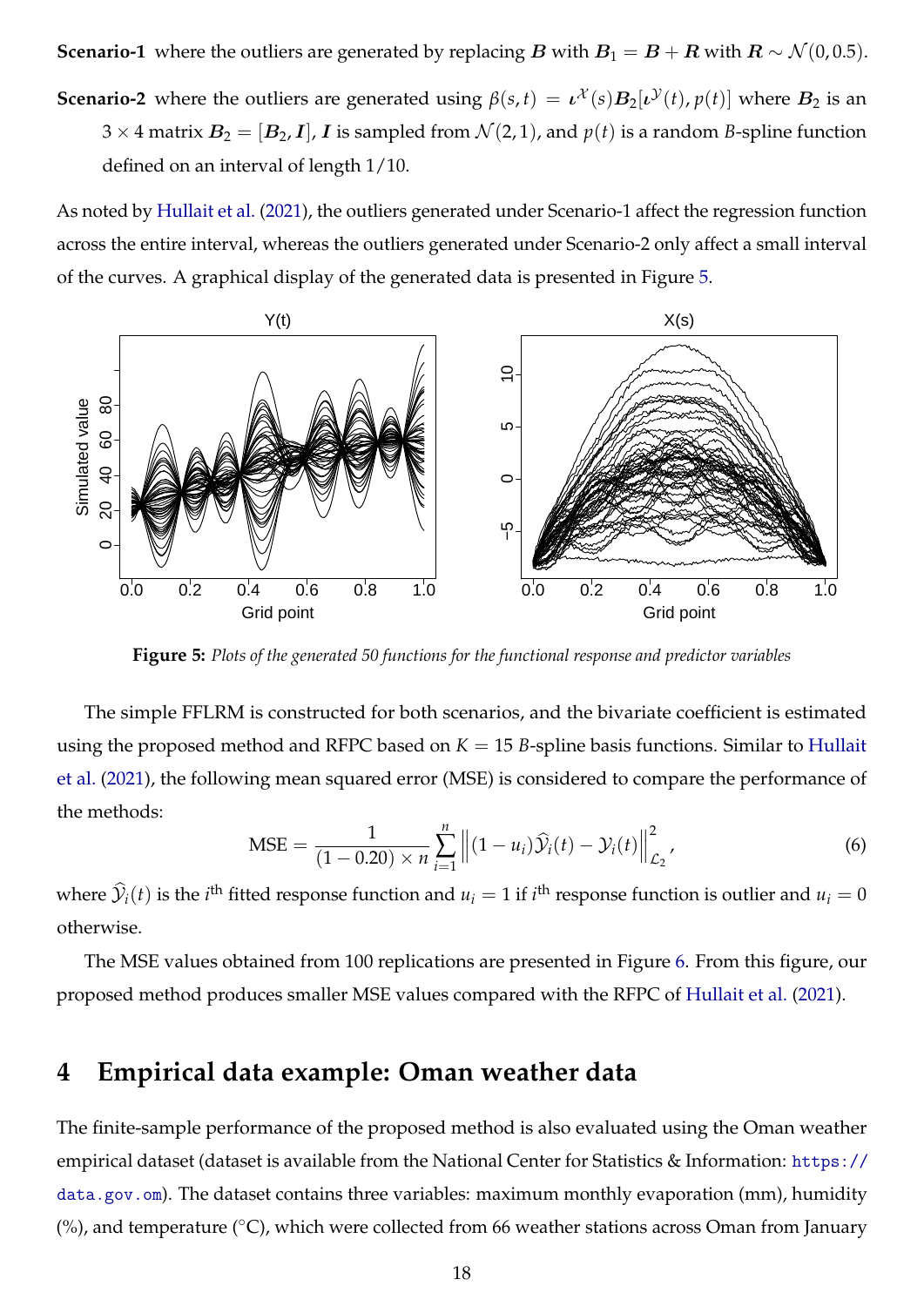**Scenario-1** where the outliers are generated by replacing $\boldsymbol{B}$ with $\boldsymbol{B}_1 = \boldsymbol{B} + \boldsymbol{R}$ with $\boldsymbol{R} \sim \mathcal{N}(0, 0.5)$.

**Scenario-2** where the outliers are generated using $\beta(s,t) = \boldsymbol{\iota}^{\mathcal{X}}(s)\boldsymbol{B}_2[\boldsymbol{\iota}^{\mathcal{Y}}(t), p(t)]$ where $\boldsymbol{B}_2$ is an $3 \times 4$ matrix $\boldsymbol{B}_2 = [\boldsymbol{B}_2, \boldsymbol{I}]$, $\boldsymbol{I}$ is sampled from $\mathcal{N}(2, 1)$, and $p(t)$ is a random $B$-spline function defined on an interval of length $1/10$.

As noted by Hullait et al. (2021), the outliers generated under Scenario-1 affect the regression function across the entire interval, whereas the outliers generated under Scenario-2 only affect a small interval of the curves. A graphical display of the generated data is presented in Figure 5.

Y(t)

Simulated value

0 20 40 60 80

0.0 0.2 0.4 0.6 0.8 1.0

Grid point

X(s)

−5 0 5 10

0.0 0.2 0.4 0.6 0.8 1.0

Grid point

**Figure 5:** *Plots of the generated 50 functions for the functional response and predictor variables*

The simple FFLRM is constructed for both scenarios, and the bivariate coefficient is estimated using the proposed method and RFPC based on $K = 15$ $B$-spline basis functions. Similar to Hullait et al. (2021), the following mean squared error (MSE) is considered to compare the performance of the methods:

$$\text{MSE} = \frac{1}{(1 - 0.20) \times n} \sum_{i=1}^{n} \left\| (1 - u_i)\widehat{\mathcal{Y}}_i(t) - \mathcal{Y}_i(t) \right\|_{\mathcal{L}_2}^2, \tag{6}$$

where $\widehat{\mathcal{Y}}_i(t)$ is the $i^{\text{th}}$ fitted response function and $u_i = 1$ if $i^{\text{th}}$ response function is outlier and $u_i = 0$ otherwise.

The MSE values obtained from 100 replications are presented in Figure 6. From this figure, our proposed method produces smaller MSE values compared with the RFPC of Hullait et al. (2021).

## 4 Empirical data example: Oman weather data

The finite-sample performance of the proposed method is also evaluated using the Oman weather empirical dataset (dataset is available from the National Center for Statistics & Information: https://data.gov.om). The dataset contains three variables: maximum monthly evaporation (mm), humidity (%), and temperature (°C), which were collected from 66 weather stations across Oman from January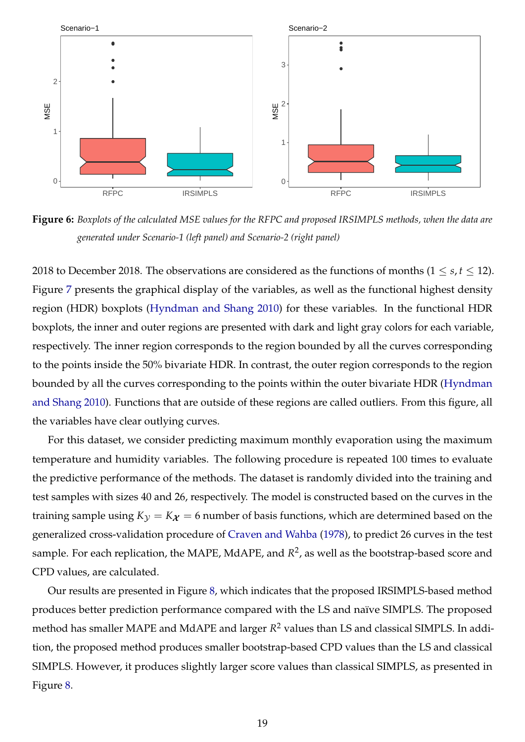Scenario−1

MSE

2

1

0

RFPC

IRSIMPLS

Scenario−2

MSE

3

2

1

0

RFPC

IRSIMPLS

**Figure 6:** *Boxplots of the calculated MSE values for the RFPC and proposed IRSIMPLS methods, when the data are generated under Scenario-1 (left panel) and Scenario-2 (right panel)*

2018 to December 2018. The observations are considered as the functions of months ($1 \leq s, t \leq 12$). Figure 7 presents the graphical display of the variables, as well as the functional highest density region (HDR) boxplots (Hyndman and Shang 2010) for these variables. In the functional HDR boxplots, the inner and outer regions are presented with dark and light gray colors for each variable, respectively. The inner region corresponds to the region bounded by all the curves corresponding to the points inside the 50% bivariate HDR. In contrast, the outer region corresponds to the region bounded by all the curves corresponding to the points within the outer bivariate HDR (Hyndman and Shang 2010). Functions that are outside of these regions are called outliers. From this figure, all the variables have clear outlying curves.

For this dataset, we consider predicting maximum monthly evaporation using the maximum temperature and humidity variables. The following procedure is repeated 100 times to evaluate the predictive performance of the methods. The dataset is randomly divided into the training and test samples with sizes 40 and 26, respectively. The model is constructed based on the curves in the training sample using $K_{\mathcal{Y}} = K_{\mathcal{X}} = 6$ number of basis functions, which are determined based on the generalized cross-validation procedure of Craven and Wahba (1978), to predict 26 curves in the test sample. For each replication, the MAPE, MdAPE, and $R^2$, as well as the bootstrap-based score and CPD values, are calculated.

Our results are presented in Figure 8, which indicates that the proposed IRSIMPLS-based method produces better prediction performance compared with the LS and naïve SIMPLS. The proposed method has smaller MAPE and MdAPE and larger $R^2$ values than LS and classical SIMPLS. In addition, the proposed method produces smaller bootstrap-based CPD values than the LS and classical SIMPLS. However, it produces slightly larger score values than classical SIMPLS, as presented in Figure 8.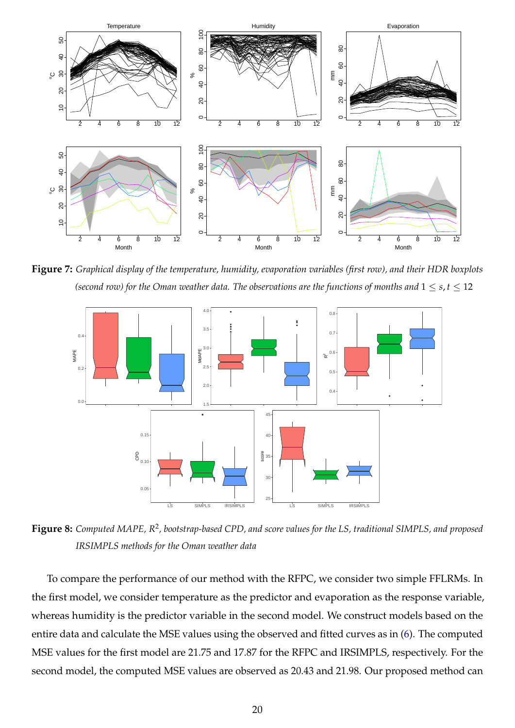Temperature

Humidity

Evaporation

°C

%

mm

Month

Month

Month

**Figure 7:** *Graphical display of the temperature, humidity, evaporation variables (first row), and their HDR boxplots (second row) for the Oman weather data. The observations are the functions of months and* $1 \leq s, t \leq 12$

MAPE

RMAPE

$R^2$

CPD

score

LS

SIMPLS

IRSIMPLS

**Figure 8:** *Computed MAPE,* $R^2$*, bootstrap-based CPD, and score values for the LS, traditional SIMPLS, and proposed IRSIMPLS methods for the Oman weather data*

To compare the performance of our method with the RFPC, we consider two simple FFLRMs. In the first model, we consider temperature as the predictor and evaporation as the response variable, whereas humidity is the predictor variable in the second model. We construct models based on the entire data and calculate the MSE values using the observed and fitted curves as in (6). The computed MSE values for the first model are 21.75 and 17.87 for the RFPC and IRSIMPLS, respectively. For the second model, the computed MSE values are observed as 20.43 and 21.98. Our proposed method can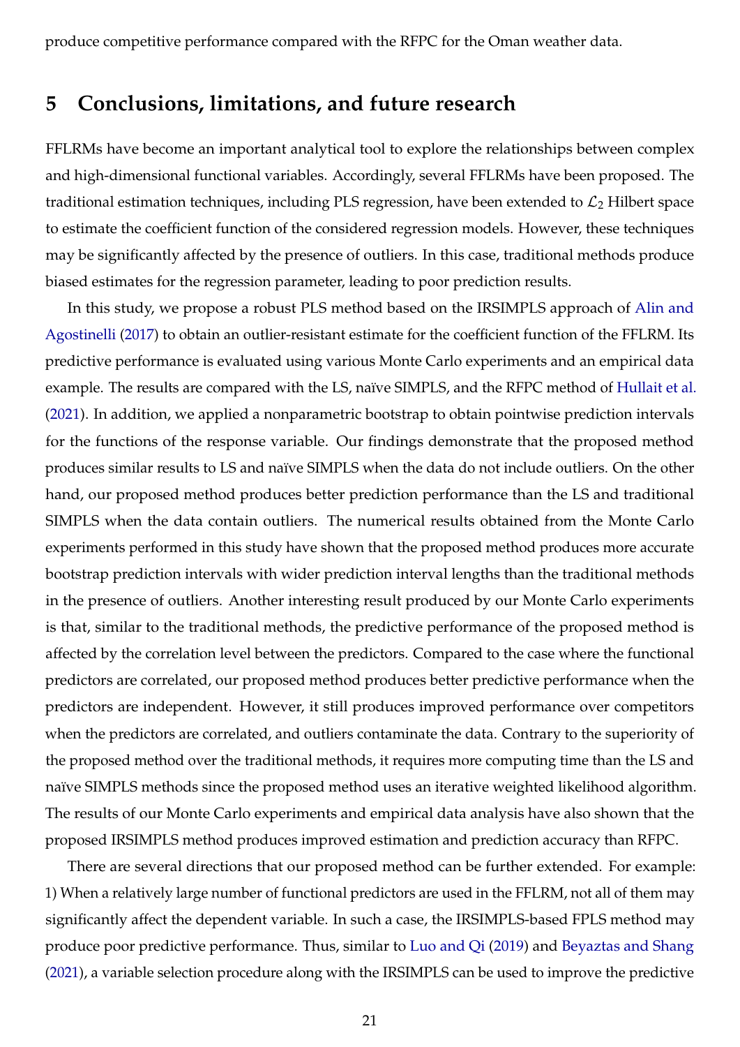produce competitive performance compared with the RFPC for the Oman weather data.

## 5 Conclusions, limitations, and future research

FFLRMs have become an important analytical tool to explore the relationships between complex and high-dimensional functional variables. Accordingly, several FFLRMs have been proposed. The traditional estimation techniques, including PLS regression, have been extended to $\mathcal{L}_2$ Hilbert space to estimate the coefficient function of the considered regression models. However, these techniques may be significantly affected by the presence of outliers. In this case, traditional methods produce biased estimates for the regression parameter, leading to poor prediction results.

In this study, we propose a robust PLS method based on the IRSIMPLS approach of Alin and Agostinelli (2017) to obtain an outlier-resistant estimate for the coefficient function of the FFLRM. Its predictive performance is evaluated using various Monte Carlo experiments and an empirical data example. The results are compared with the LS, naïve SIMPLS, and the RFPC method of Hullait et al. (2021). In addition, we applied a nonparametric bootstrap to obtain pointwise prediction intervals for the functions of the response variable. Our findings demonstrate that the proposed method produces similar results to LS and naïve SIMPLS when the data do not include outliers. On the other hand, our proposed method produces better prediction performance than the LS and traditional SIMPLS when the data contain outliers. The numerical results obtained from the Monte Carlo experiments performed in this study have shown that the proposed method produces more accurate bootstrap prediction intervals with wider prediction interval lengths than the traditional methods in the presence of outliers. Another interesting result produced by our Monte Carlo experiments is that, similar to the traditional methods, the predictive performance of the proposed method is affected by the correlation level between the predictors. Compared to the case where the functional predictors are correlated, our proposed method produces better predictive performance when the predictors are independent. However, it still produces improved performance over competitors when the predictors are correlated, and outliers contaminate the data. Contrary to the superiority of the proposed method over the traditional methods, it requires more computing time than the LS and naïve SIMPLS methods since the proposed method uses an iterative weighted likelihood algorithm. The results of our Monte Carlo experiments and empirical data analysis have also shown that the proposed IRSIMPLS method produces improved estimation and prediction accuracy than RFPC.

There are several directions that our proposed method can be further extended. For example: 1) When a relatively large number of functional predictors are used in the FFLRM, not all of them may significantly affect the dependent variable. In such a case, the IRSIMPLS-based FPLS method may produce poor predictive performance. Thus, similar to Luo and Qi (2019) and Beyaztas and Shang (2021), a variable selection procedure along with the IRSIMPLS can be used to improve the predictive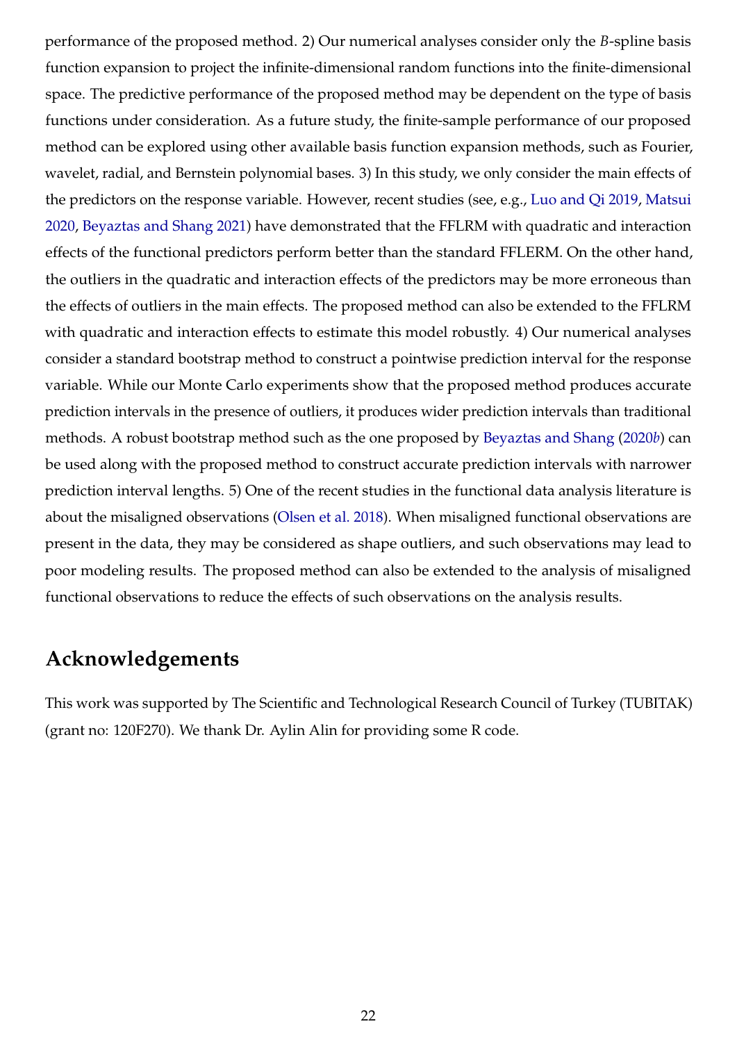performance of the proposed method. 2) Our numerical analyses consider only the $B$-spline basis function expansion to project the infinite-dimensional random functions into the finite-dimensional space. The predictive performance of the proposed method may be dependent on the type of basis functions under consideration. As a future study, the finite-sample performance of our proposed method can be explored using other available basis function expansion methods, such as Fourier, wavelet, radial, and Bernstein polynomial bases. 3) In this study, we only consider the main effects of the predictors on the response variable. However, recent studies (see, e.g., Luo and Qi 2019, Matsui 2020, Beyaztas and Shang 2021) have demonstrated that the FFLRM with quadratic and interaction effects of the functional predictors perform better than the standard FFLERM. On the other hand, the outliers in the quadratic and interaction effects of the predictors may be more erroneous than the effects of outliers in the main effects. The proposed method can also be extended to the FFLRM with quadratic and interaction effects to estimate this model robustly. 4) Our numerical analyses consider a standard bootstrap method to construct a pointwise prediction interval for the response variable. While our Monte Carlo experiments show that the proposed method produces accurate prediction intervals in the presence of outliers, it produces wider prediction intervals than traditional methods. A robust bootstrap method such as the one proposed by Beyaztas and Shang (2020*b*) can be used along with the proposed method to construct accurate prediction intervals with narrower prediction interval lengths. 5) One of the recent studies in the functional data analysis literature is about the misaligned observations (Olsen et al. 2018). When misaligned functional observations are present in the data, they may be considered as shape outliers, and such observations may lead to poor modeling results. The proposed method can also be extended to the analysis of misaligned functional observations to reduce the effects of such observations on the analysis results.

## Acknowledgements

This work was supported by The Scientific and Technological Research Council of Turkey (TUBITAK) (grant no: 120F270). We thank Dr. Aylin Alin for providing some R code.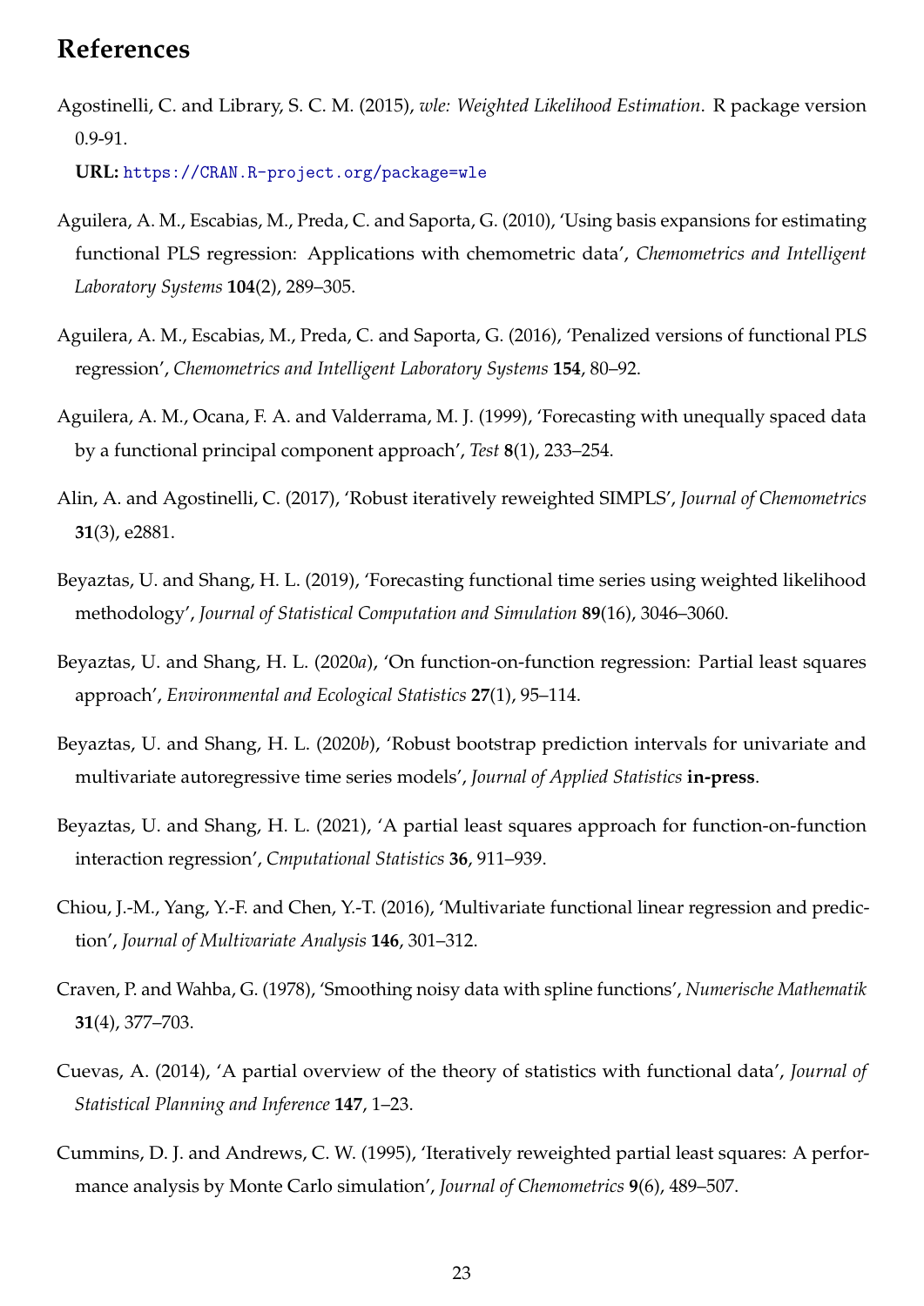# References

Agostinelli, C. and Library, S. C. M. (2015), *wle: Weighted Likelihood Estimation*. R package version 0.9-91.

**URL:** https://CRAN.R-project.org/package=wle

Aguilera, A. M., Escabias, M., Preda, C. and Saporta, G. (2010), 'Using basis expansions for estimating functional PLS regression: Applications with chemometric data', *Chemometrics and Intelligent Laboratory Systems* **104**(2), 289–305.

Aguilera, A. M., Escabias, M., Preda, C. and Saporta, G. (2016), 'Penalized versions of functional PLS regression', *Chemometrics and Intelligent Laboratory Systems* **154**, 80–92.

Aguilera, A. M., Ocana, F. A. and Valderrama, M. J. (1999), 'Forecasting with unequally spaced data by a functional principal component approach', *Test* **8**(1), 233–254.

Alin, A. and Agostinelli, C. (2017), 'Robust iteratively reweighted SIMPLS', *Journal of Chemometrics* **31**(3), e2881.

Beyaztas, U. and Shang, H. L. (2019), 'Forecasting functional time series using weighted likelihood methodology', *Journal of Statistical Computation and Simulation* **89**(16), 3046–3060.

Beyaztas, U. and Shang, H. L. (2020*a*), 'On function-on-function regression: Partial least squares approach', *Environmental and Ecological Statistics* **27**(1), 95–114.

Beyaztas, U. and Shang, H. L. (2020*b*), 'Robust bootstrap prediction intervals for univariate and multivariate autoregressive time series models', *Journal of Applied Statistics* **in-press**.

Beyaztas, U. and Shang, H. L. (2021), 'A partial least squares approach for function-on-function interaction regression', *Cmputational Statistics* **36**, 911–939.

Chiou, J.-M., Yang, Y.-F. and Chen, Y.-T. (2016), 'Multivariate functional linear regression and prediction', *Journal of Multivariate Analysis* **146**, 301–312.

Craven, P. and Wahba, G. (1978), 'Smoothing noisy data with spline functions', *Numerische Mathematik* **31**(4), 377–703.

Cuevas, A. (2014), 'A partial overview of the theory of statistics with functional data', *Journal of Statistical Planning and Inference* **147**, 1–23.

Cummins, D. J. and Andrews, C. W. (1995), 'Iteratively reweighted partial least squares: A performance analysis by Monte Carlo simulation', *Journal of Chemometrics* **9**(6), 489–507.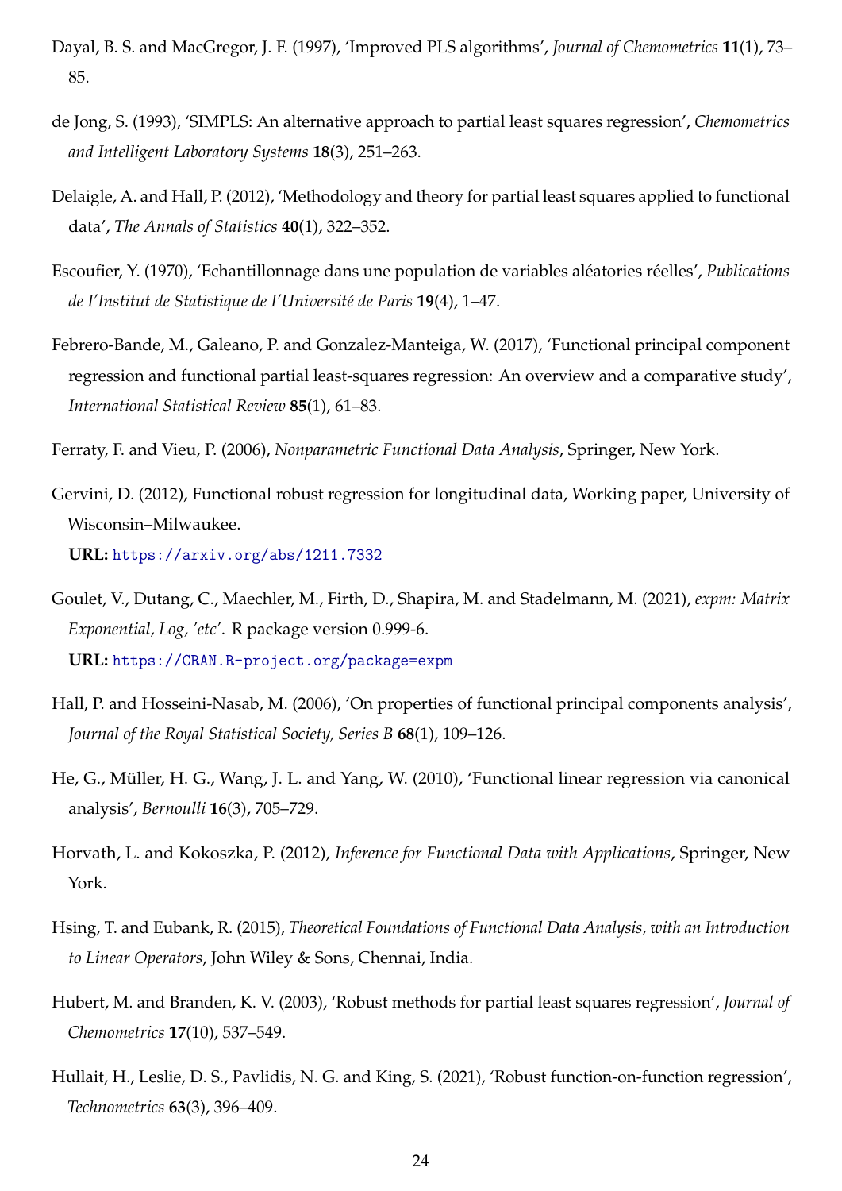Dayal, B. S. and MacGregor, J. F. (1997), 'Improved PLS algorithms', *Journal of Chemometrics* **11**(1), 73–85.

de Jong, S. (1993), 'SIMPLS: An alternative approach to partial least squares regression', *Chemometrics and Intelligent Laboratory Systems* **18**(3), 251–263.

Delaigle, A. and Hall, P. (2012), 'Methodology and theory for partial least squares applied to functional data', *The Annals of Statistics* **40**(1), 322–352.

Escoufier, Y. (1970), 'Echantillonnage dans une population de variables aléatories réelles', *Publications de I'Institut de Statistique de I'Université de Paris* **19**(4), 1–47.

Febrero-Bande, M., Galeano, P. and Gonzalez-Manteiga, W. (2017), 'Functional principal component regression and functional partial least-squares regression: An overview and a comparative study', *International Statistical Review* **85**(1), 61–83.

Ferraty, F. and Vieu, P. (2006), *Nonparametric Functional Data Analysis*, Springer, New York.

Gervini, D. (2012), Functional robust regression for longitudinal data, Working paper, University of Wisconsin–Milwaukee.
**URL:** https://arxiv.org/abs/1211.7332

Goulet, V., Dutang, C., Maechler, M., Firth, D., Shapira, M. and Stadelmann, M. (2021), *expm: Matrix Exponential, Log, 'etc'*. R package version 0.999-6.
**URL:** https://CRAN.R-project.org/package=expm

Hall, P. and Hosseini-Nasab, M. (2006), 'On properties of functional principal components analysis', *Journal of the Royal Statistical Society, Series B* **68**(1), 109–126.

He, G., Müller, H. G., Wang, J. L. and Yang, W. (2010), 'Functional linear regression via canonical analysis', *Bernoulli* **16**(3), 705–729.

Horvath, L. and Kokoszka, P. (2012), *Inference for Functional Data with Applications*, Springer, New York.

Hsing, T. and Eubank, R. (2015), *Theoretical Foundations of Functional Data Analysis, with an Introduction to Linear Operators*, John Wiley & Sons, Chennai, India.

Hubert, M. and Branden, K. V. (2003), 'Robust methods for partial least squares regression', *Journal of Chemometrics* **17**(10), 537–549.

Hullait, H., Leslie, D. S., Pavlidis, N. G. and King, S. (2021), 'Robust function-on-function regression', *Technometrics* **63**(3), 396–409.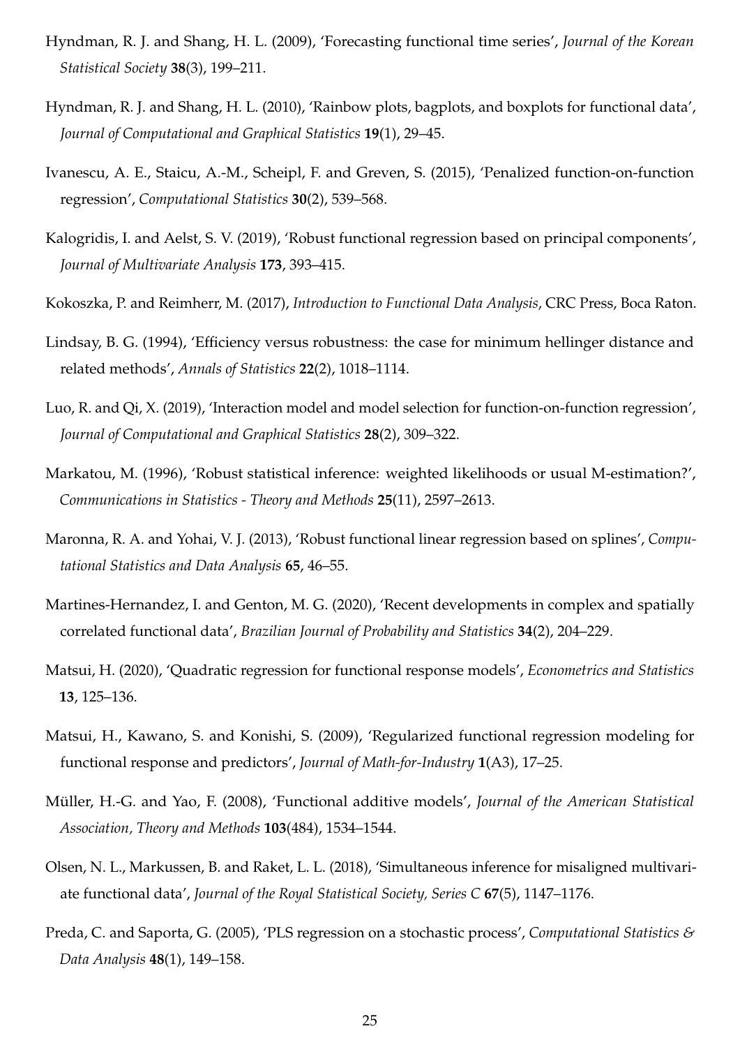Hyndman, R. J. and Shang, H. L. (2009), 'Forecasting functional time series', *Journal of the Korean Statistical Society* **38**(3), 199–211.

Hyndman, R. J. and Shang, H. L. (2010), 'Rainbow plots, bagplots, and boxplots for functional data', *Journal of Computational and Graphical Statistics* **19**(1), 29–45.

Ivanescu, A. E., Staicu, A.-M., Scheipl, F. and Greven, S. (2015), 'Penalized function-on-function regression', *Computational Statistics* **30**(2), 539–568.

Kalogridis, I. and Aelst, S. V. (2019), 'Robust functional regression based on principal components', *Journal of Multivariate Analysis* **173**, 393–415.

Kokoszka, P. and Reimherr, M. (2017), *Introduction to Functional Data Analysis*, CRC Press, Boca Raton.

Lindsay, B. G. (1994), 'Efficiency versus robustness: the case for minimum hellinger distance and related methods', *Annals of Statistics* **22**(2), 1018–1114.

Luo, R. and Qi, X. (2019), 'Interaction model and model selection for function-on-function regression', *Journal of Computational and Graphical Statistics* **28**(2), 309–322.

Markatou, M. (1996), 'Robust statistical inference: weighted likelihoods or usual M-estimation?', *Communications in Statistics - Theory and Methods* **25**(11), 2597–2613.

Maronna, R. A. and Yohai, V. J. (2013), 'Robust functional linear regression based on splines', *Computational Statistics and Data Analysis* **65**, 46–55.

Martines-Hernandez, I. and Genton, M. G. (2020), 'Recent developments in complex and spatially correlated functional data', *Brazilian Journal of Probability and Statistics* **34**(2), 204–229.

Matsui, H. (2020), 'Quadratic regression for functional response models', *Econometrics and Statistics* **13**, 125–136.

Matsui, H., Kawano, S. and Konishi, S. (2009), 'Regularized functional regression modeling for functional response and predictors', *Journal of Math-for-Industry* **1**(A3), 17–25.

Müller, H.-G. and Yao, F. (2008), 'Functional additive models', *Journal of the American Statistical Association, Theory and Methods* **103**(484), 1534–1544.

Olsen, N. L., Markussen, B. and Raket, L. L. (2018), 'Simultaneous inference for misaligned multivariate functional data', *Journal of the Royal Statistical Society, Series C* **67**(5), 1147–1176.

Preda, C. and Saporta, G. (2005), 'PLS regression on a stochastic process', *Computational Statistics & Data Analysis* **48**(1), 149–158.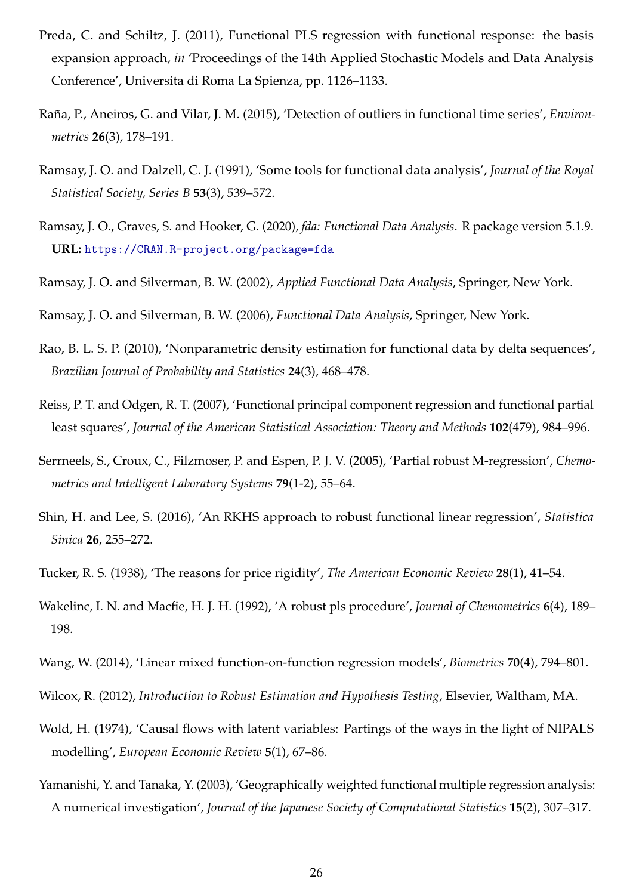Preda, C. and Schiltz, J. (2011), Functional PLS regression with functional response: the basis expansion approach, *in* 'Proceedings of the 14th Applied Stochastic Models and Data Analysis Conference', Universita di Roma La Spienza, pp. 1126–1133.

Raña, P., Aneiros, G. and Vilar, J. M. (2015), 'Detection of outliers in functional time series', *Environmetrics* **26**(3), 178–191.

Ramsay, J. O. and Dalzell, C. J. (1991), 'Some tools for functional data analysis', *Journal of the Royal Statistical Society, Series B* **53**(3), 539–572.

Ramsay, J. O., Graves, S. and Hooker, G. (2020), *fda: Functional Data Analysis*. R package version 5.1.9. **URL:** https://CRAN.R-project.org/package=fda

Ramsay, J. O. and Silverman, B. W. (2002), *Applied Functional Data Analysis*, Springer, New York.

Ramsay, J. O. and Silverman, B. W. (2006), *Functional Data Analysis*, Springer, New York.

Rao, B. L. S. P. (2010), 'Nonparametric density estimation for functional data by delta sequences', *Brazilian Journal of Probability and Statistics* **24**(3), 468–478.

Reiss, P. T. and Odgen, R. T. (2007), 'Functional principal component regression and functional partial least squares', *Journal of the American Statistical Association: Theory and Methods* **102**(479), 984–996.

Serrneels, S., Croux, C., Filzmoser, P. and Espen, P. J. V. (2005), 'Partial robust M-regression', *Chemometrics and Intelligent Laboratory Systems* **79**(1-2), 55–64.

Shin, H. and Lee, S. (2016), 'An RKHS approach to robust functional linear regression', *Statistica Sinica* **26**, 255–272.

Tucker, R. S. (1938), 'The reasons for price rigidity', *The American Economic Review* **28**(1), 41–54.

Wakelinc, I. N. and Macfie, H. J. H. (1992), 'A robust pls procedure', *Journal of Chemometrics* **6**(4), 189–198.

Wang, W. (2014), 'Linear mixed function-on-function regression models', *Biometrics* **70**(4), 794–801.

Wilcox, R. (2012), *Introduction to Robust Estimation and Hypothesis Testing*, Elsevier, Waltham, MA.

Wold, H. (1974), 'Causal flows with latent variables: Partings of the ways in the light of NIPALS modelling', *European Economic Review* **5**(1), 67–86.

Yamanishi, Y. and Tanaka, Y. (2003), 'Geographically weighted functional multiple regression analysis: A numerical investigation', *Journal of the Japanese Society of Computational Statistics* **15**(2), 307–317.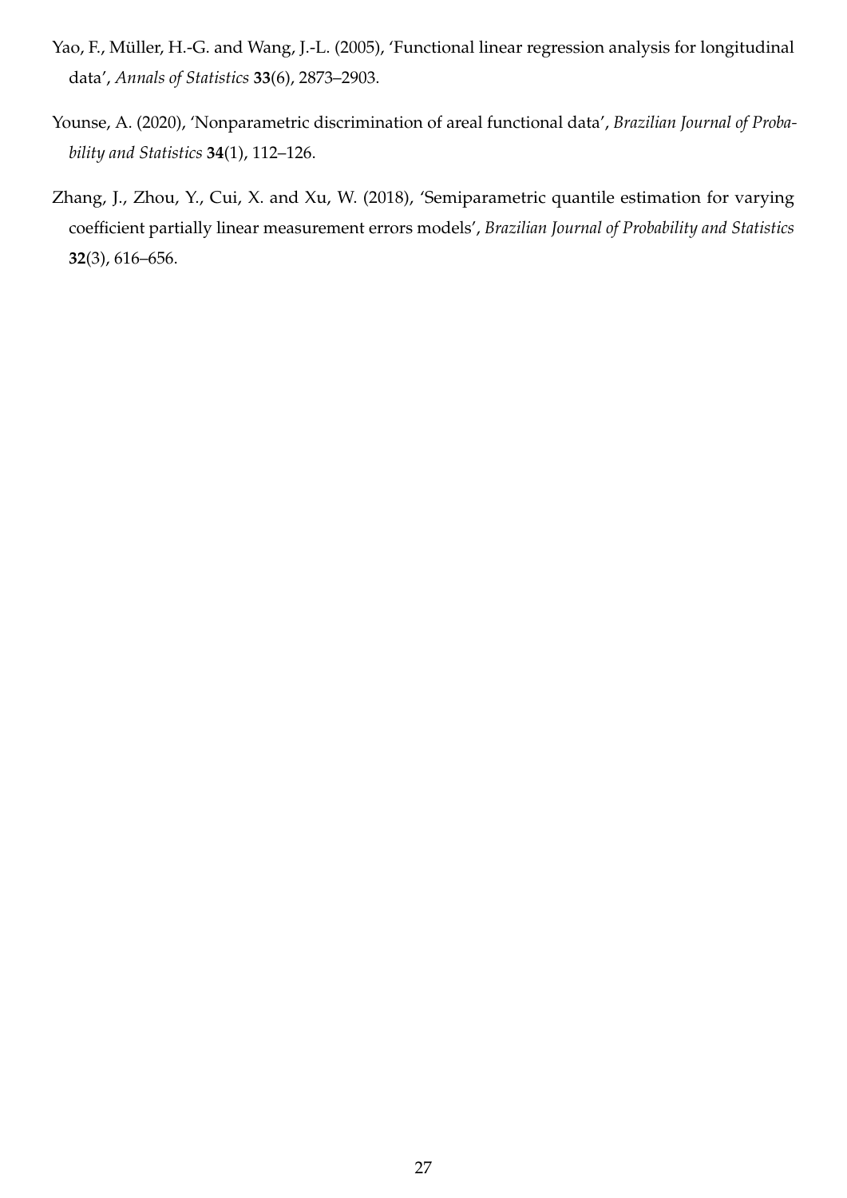Yao, F., Müller, H.-G. and Wang, J.-L. (2005), 'Functional linear regression analysis for longitudinal data', *Annals of Statistics* **33**(6), 2873–2903.

Younse, A. (2020), 'Nonparametric discrimination of areal functional data', *Brazilian Journal of Probability and Statistics* **34**(1), 112–126.

Zhang, J., Zhou, Y., Cui, X. and Xu, W. (2018), 'Semiparametric quantile estimation for varying coefficient partially linear measurement errors models', *Brazilian Journal of Probability and Statistics* **32**(3), 616–656.